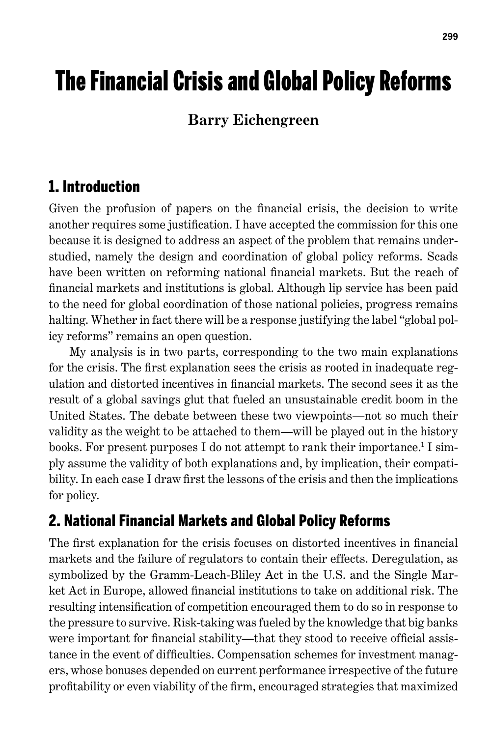# The Financial Crisis and Global Policy Reforms

**Barry Eichengreen**

## 1. Introduction

Given the profusion of papers on the financial crisis, the decision to write another requires some justification. I have accepted the commission for this one because it is designed to address an aspect of the problem that remains understudied, namely the design and coordination of global policy reforms. Scads have been written on reforming national financial markets. But the reach of financial markets and institutions is global. Although lip service has been paid to the need for global coordination of those national policies, progress remains halting. Whether in fact there will be a response justifying the label "global policy reforms" remains an open question.

My analysis is in two parts, corresponding to the two main explanations for the crisis. The first explanation sees the crisis as rooted in inadequate regulation and distorted incentives in financial markets. The second sees it as the result of a global savings glut that fueled an unsustainable credit boom in the United States. The debate between these two viewpoints—not so much their validity as the weight to be attached to them—will be played out in the history books. For present purposes I do not attempt to rank their importance.[1] I simply assume the validity of both explanations and, by implication, their compatibility. In each case I draw first the lessons of the crisis and then the implications for policy.

## 2. National Financial Markets and Global Policy Reforms

The first explanation for the crisis focuses on distorted incentives in financial markets and the failure of regulators to contain their effects. Deregulation, as symbolized by the Gramm-Leach-Bliley Act in the U.S. and the Single Market Act in Europe, allowed financial institutions to take on additional risk. The resulting intensification of competition encouraged them to do so in response to the pressure to survive. Risk-taking was fueled by the knowledge that big banks were important for financial stability—that they stood to receive official assistance in the event of difficulties. Compensation schemes for investment managers, whose bonuses depended on current performance irrespective of the future profitability or even viability of the firm, encouraged strategies that maximized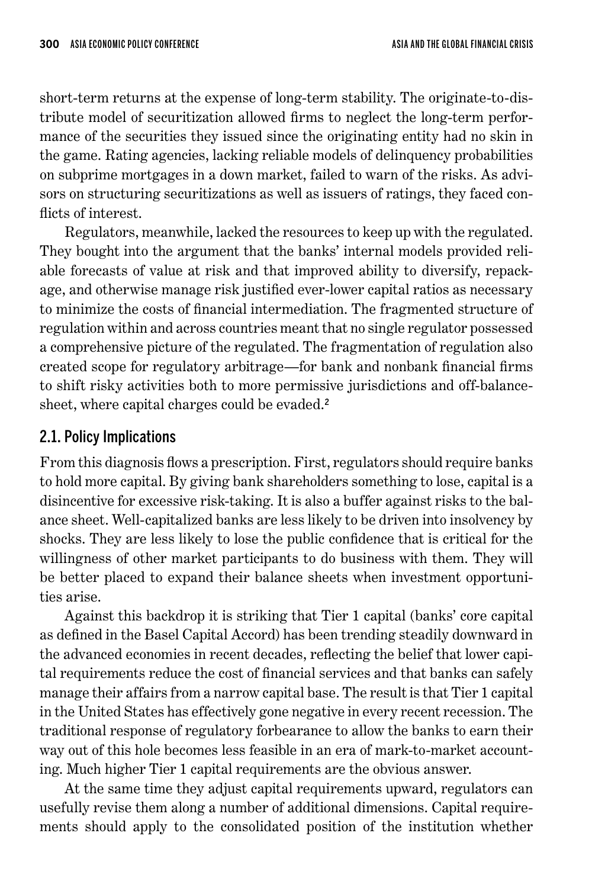short-term returns at the expense of long-term stability. The originate-to-distribute model of securitization allowed firms to neglect the long-term performance of the securities they issued since the originating entity had no skin in the game. Rating agencies, lacking reliable models of delinquency probabilities on subprime mortgages in a down market, failed to warn of the risks. As advisors on structuring securitizations as well as issuers of ratings, they faced conflicts of interest.

Regulators, meanwhile, lacked the resources to keep up with the regulated. They bought into the argument that the banks' internal models provided reliable forecasts of value at risk and that improved ability to diversify, repackage, and otherwise manage risk justified ever-lower capital ratios as necessary to minimize the costs of financial intermediation. The fragmented structure of regulation within and across countries meant that no single regulator possessed a comprehensive picture of the regulated. The fragmentation of regulation also created scope for regulatory arbitrage—for bank and nonbank financial firms to shift risky activities both to more permissive jurisdictions and off-balance-sheet, where capital charges could be evaded.[2]

## 2.1. Policy Implications

From this diagnosis flows a prescription. First, regulators should require banks to hold more capital. By giving bank shareholders something to lose, capital is a disincentive for excessive risk-taking. It is also a buffer against risks to the balance sheet. Well-capitalized banks are less likely to be driven into insolvency by shocks. They are less likely to lose the public confidence that is critical for the willingness of other market participants to do business with them. They will be better placed to expand their balance sheets when investment opportunities arise.

Against this backdrop it is striking that Tier 1 capital (banks' core capital as defined in the Basel Capital Accord) has been trending steadily downward in the advanced economies in recent decades, reflecting the belief that lower capital requirements reduce the cost of financial services and that banks can safely manage their affairs from a narrow capital base. The result is that Tier 1 capital in the United States has effectively gone negative in every recent recession. The traditional response of regulatory forbearance to allow the banks to earn their way out of this hole becomes less feasible in an era of mark-to-market accounting. Much higher Tier 1 capital requirements are the obvious answer.

At the same time they adjust capital requirements upward, regulators can usefully revise them along a number of additional dimensions. Capital requirements should apply to the consolidated position of the institution whether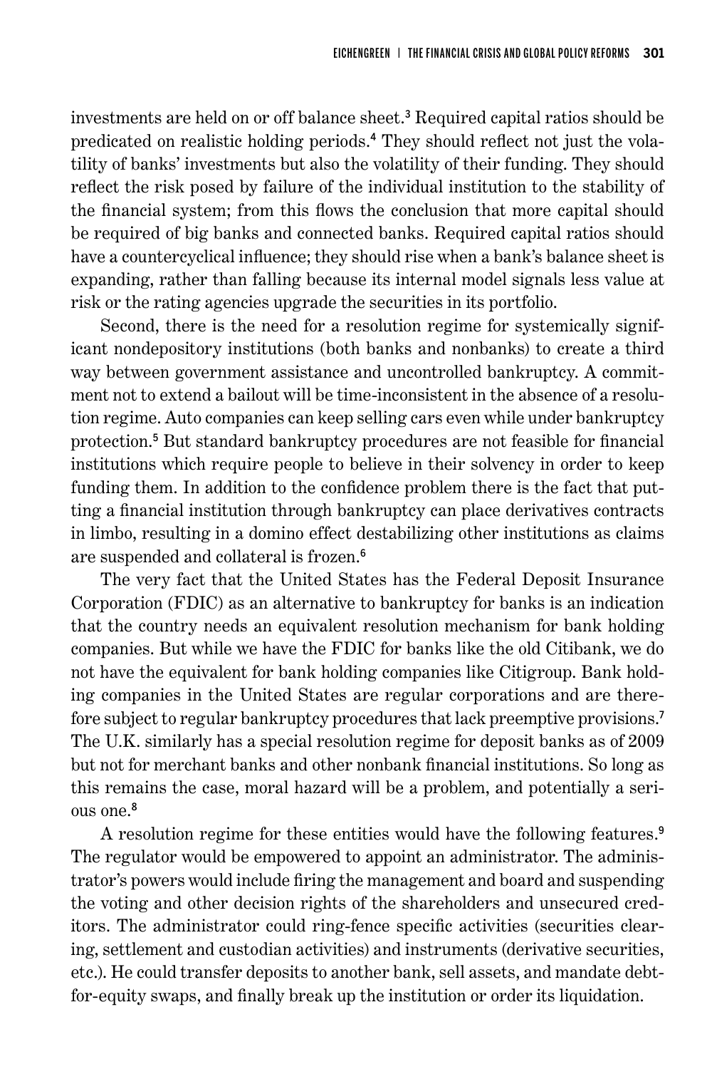investments are held on or off balance sheet.[3] Required capital ratios should be predicated on realistic holding periods.[4] They should reflect not just the volatility of banks' investments but also the volatility of their funding. They should reflect the risk posed by failure of the individual institution to the stability of the financial system; from this flows the conclusion that more capital should be required of big banks and connected banks. Required capital ratios should have a countercyclical influence; they should rise when a bank's balance sheet is expanding, rather than falling because its internal model signals less value at risk or the rating agencies upgrade the securities in its portfolio.

Second, there is the need for a resolution regime for systemically significant nondepository institutions (both banks and nonbanks) to create a third way between government assistance and uncontrolled bankruptcy. A commitment not to extend a bailout will be time-inconsistent in the absence of a resolution regime. Auto companies can keep selling cars even while under bankruptcy protection.[5] But standard bankruptcy procedures are not feasible for financial institutions which require people to believe in their solvency in order to keep funding them. In addition to the confidence problem there is the fact that putting a financial institution through bankruptcy can place derivatives contracts in limbo, resulting in a domino effect destabilizing other institutions as claims are suspended and collateral is frozen.[6]

The very fact that the United States has the Federal Deposit Insurance Corporation (FDIC) as an alternative to bankruptcy for banks is an indication that the country needs an equivalent resolution mechanism for bank holding companies. But while we have the FDIC for banks like the old Citibank, we do not have the equivalent for bank holding companies like Citigroup. Bank holding companies in the United States are regular corporations and are therefore subject to regular bankruptcy procedures that lack preemptive provisions.[7] The U.K. similarly has a special resolution regime for deposit banks as of 2009 but not for merchant banks and other nonbank financial institutions. So long as this remains the case, moral hazard will be a problem, and potentially a serious one.[8]

A resolution regime for these entities would have the following features.[9] The regulator would be empowered to appoint an administrator. The administrator's powers would include firing the management and board and suspending the voting and other decision rights of the shareholders and unsecured creditors. The administrator could ring-fence specific activities (securities clearing, settlement and custodian activities) and instruments (derivative securities, etc.). He could transfer deposits to another bank, sell assets, and mandate debt-for-equity swaps, and finally break up the institution or order its liquidation.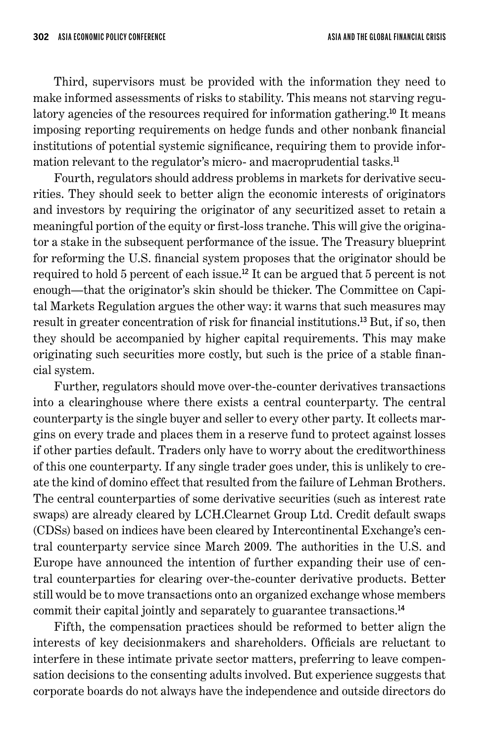Third, supervisors must be provided with the information they need to make informed assessments of risks to stability. This means not starving regulatory agencies of the resources required for information gathering.[10] It means imposing reporting requirements on hedge funds and other nonbank financial institutions of potential systemic significance, requiring them to provide information relevant to the regulator's micro- and macroprudential tasks.[11]

Fourth, regulators should address problems in markets for derivative securities. They should seek to better align the economic interests of originators and investors by requiring the originator of any securitized asset to retain a meaningful portion of the equity or first-loss tranche. This will give the originator a stake in the subsequent performance of the issue. The Treasury blueprint for reforming the U.S. financial system proposes that the originator should be required to hold 5 percent of each issue.[12] It can be argued that 5 percent is not enough—that the originator's skin should be thicker. The Committee on Capital Markets Regulation argues the other way: it warns that such measures may result in greater concentration of risk for financial institutions.[13] But, if so, then they should be accompanied by higher capital requirements. This may make originating such securities more costly, but such is the price of a stable financial system.

Further, regulators should move over-the-counter derivatives transactions into a clearinghouse where there exists a central counterparty. The central counterparty is the single buyer and seller to every other party. It collects margins on every trade and places them in a reserve fund to protect against losses if other parties default. Traders only have to worry about the creditworthiness of this one counterparty. If any single trader goes under, this is unlikely to create the kind of domino effect that resulted from the failure of Lehman Brothers. The central counterparties of some derivative securities (such as interest rate swaps) are already cleared by LCH.Clearnet Group Ltd. Credit default swaps (CDSs) based on indices have been cleared by Intercontinental Exchange's central counterparty service since March 2009. The authorities in the U.S. and Europe have announced the intention of further expanding their use of central counterparties for clearing over-the-counter derivative products. Better still would be to move transactions onto an organized exchange whose members commit their capital jointly and separately to guarantee transactions.[14]

Fifth, the compensation practices should be reformed to better align the interests of key decisionmakers and shareholders. Officials are reluctant to interfere in these intimate private sector matters, preferring to leave compensation decisions to the consenting adults involved. But experience suggests that corporate boards do not always have the independence and outside directors do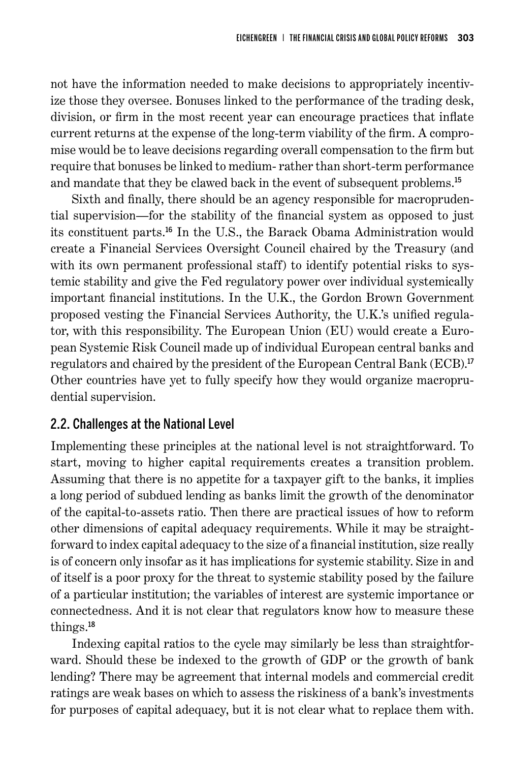not have the information needed to make decisions to appropriately incentivize those they oversee. Bonuses linked to the performance of the trading desk, division, or firm in the most recent year can encourage practices that inflate current returns at the expense of the long-term viability of the firm. A compromise would be to leave decisions regarding overall compensation to the firm but require that bonuses be linked to medium- rather than short-term performance and mandate that they be clawed back in the event of subsequent problems.[15]

Sixth and finally, there should be an agency responsible for macroprudential supervision—for the stability of the financial system as opposed to just its constituent parts.[16] In the U.S., the Barack Obama Administration would create a Financial Services Oversight Council chaired by the Treasury (and with its own permanent professional staff) to identify potential risks to systemic stability and give the Fed regulatory power over individual systemically important financial institutions. In the U.K., the Gordon Brown Government proposed vesting the Financial Services Authority, the U.K.'s unified regulator, with this responsibility. The European Union (EU) would create a European Systemic Risk Council made up of individual European central banks and regulators and chaired by the president of the European Central Bank (ECB).[17] Other countries have yet to fully specify how they would organize macroprudential supervision.

## 2.2. Challenges at the National Level

Implementing these principles at the national level is not straightforward. To start, moving to higher capital requirements creates a transition problem. Assuming that there is no appetite for a taxpayer gift to the banks, it implies a long period of subdued lending as banks limit the growth of the denominator of the capital-to-assets ratio. Then there are practical issues of how to reform other dimensions of capital adequacy requirements. While it may be straightforward to index capital adequacy to the size of a financial institution, size really is of concern only insofar as it has implications for systemic stability. Size in and of itself is a poor proxy for the threat to systemic stability posed by the failure of a particular institution; the variables of interest are systemic importance or connectedness. And it is not clear that regulators know how to measure these things.[18]

Indexing capital ratios to the cycle may similarly be less than straightforward. Should these be indexed to the growth of GDP or the growth of bank lending? There may be agreement that internal models and commercial credit ratings are weak bases on which to assess the riskiness of a bank's investments for purposes of capital adequacy, but it is not clear what to replace them with.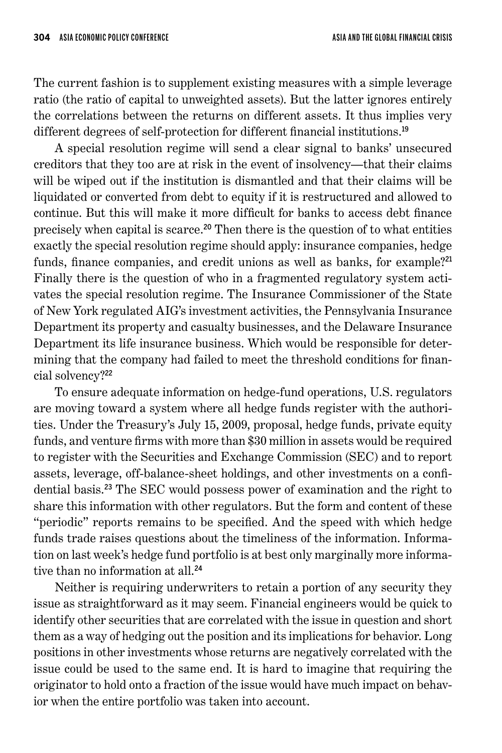The current fashion is to supplement existing measures with a simple leverage ratio (the ratio of capital to unweighted assets). But the latter ignores entirely the correlations between the returns on different assets. It thus implies very different degrees of self-protection for different financial institutions.[19]

A special resolution regime will send a clear signal to banks' unsecured creditors that they too are at risk in the event of insolvency—that their claims will be wiped out if the institution is dismantled and that their claims will be liquidated or converted from debt to equity if it is restructured and allowed to continue. But this will make it more difficult for banks to access debt finance precisely when capital is scarce.[20] Then there is the question of to what entities exactly the special resolution regime should apply: insurance companies, hedge funds, finance companies, and credit unions as well as banks, for example?[21] Finally there is the question of who in a fragmented regulatory system activates the special resolution regime. The Insurance Commissioner of the State of New York regulated AIG's investment activities, the Pennsylvania Insurance Department its property and casualty businesses, and the Delaware Insurance Department its life insurance business. Which would be responsible for determining that the company had failed to meet the threshold conditions for financial solvency?[22]

To ensure adequate information on hedge-fund operations, U.S. regulators are moving toward a system where all hedge funds register with the authorities. Under the Treasury's July 15, 2009, proposal, hedge funds, private equity funds, and venture firms with more than \$30 million in assets would be required to register with the Securities and Exchange Commission (SEC) and to report assets, leverage, off-balance-sheet holdings, and other investments on a confidential basis.[23] The SEC would possess power of examination and the right to share this information with other regulators. But the form and content of these "periodic" reports remains to be specified. And the speed with which hedge funds trade raises questions about the timeliness of the information. Information on last week's hedge fund portfolio is at best only marginally more informative than no information at all.[24]

Neither is requiring underwriters to retain a portion of any security they issue as straightforward as it may seem. Financial engineers would be quick to identify other securities that are correlated with the issue in question and short them as a way of hedging out the position and its implications for behavior. Long positions in other investments whose returns are negatively correlated with the issue could be used to the same end. It is hard to imagine that requiring the originator to hold onto a fraction of the issue would have much impact on behavior when the entire portfolio was taken into account.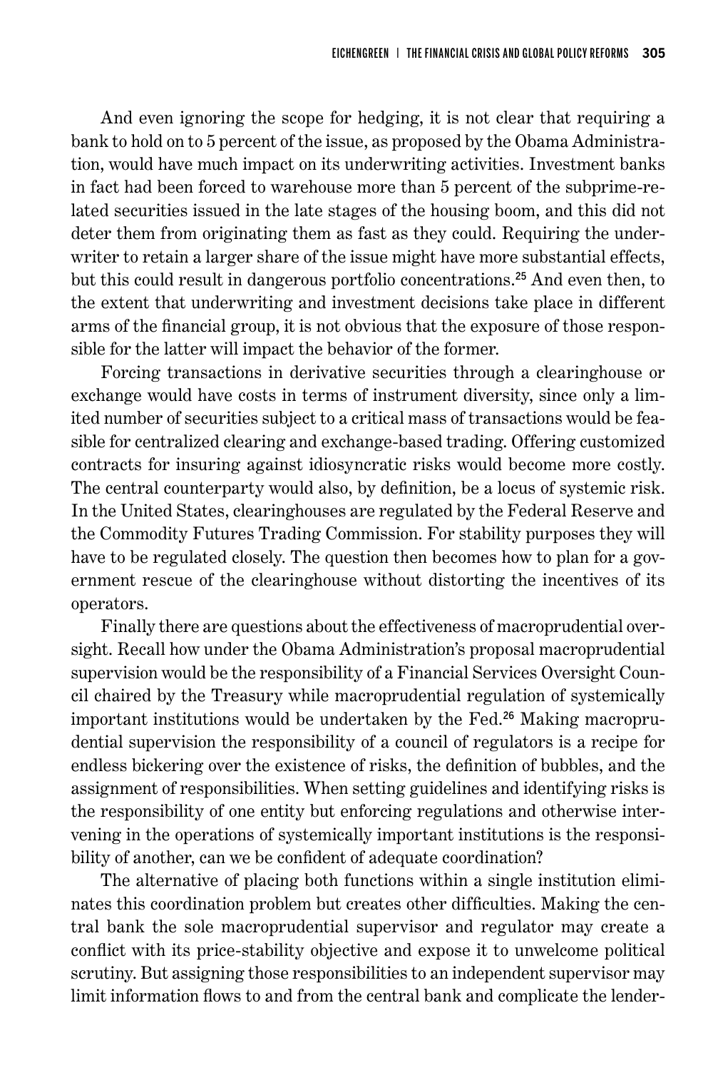And even ignoring the scope for hedging, it is not clear that requiring a bank to hold on to 5 percent of the issue, as proposed by the Obama Administration, would have much impact on its underwriting activities. Investment banks in fact had been forced to warehouse more than 5 percent of the subprime-related securities issued in the late stages of the housing boom, and this did not deter them from originating them as fast as they could. Requiring the underwriter to retain a larger share of the issue might have more substantial effects, but this could result in dangerous portfolio concentrations.[25] And even then, to the extent that underwriting and investment decisions take place in different arms of the financial group, it is not obvious that the exposure of those responsible for the latter will impact the behavior of the former.

Forcing transactions in derivative securities through a clearinghouse or exchange would have costs in terms of instrument diversity, since only a limited number of securities subject to a critical mass of transactions would be feasible for centralized clearing and exchange-based trading. Offering customized contracts for insuring against idiosyncratic risks would become more costly. The central counterparty would also, by definition, be a locus of systemic risk. In the United States, clearinghouses are regulated by the Federal Reserve and the Commodity Futures Trading Commission. For stability purposes they will have to be regulated closely. The question then becomes how to plan for a government rescue of the clearinghouse without distorting the incentives of its operators.

Finally there are questions about the effectiveness of macroprudential oversight. Recall how under the Obama Administration's proposal macroprudential supervision would be the responsibility of a Financial Services Oversight Council chaired by the Treasury while macroprudential regulation of systemically important institutions would be undertaken by the Fed.[26] Making macroprudential supervision the responsibility of a council of regulators is a recipe for endless bickering over the existence of risks, the definition of bubbles, and the assignment of responsibilities. When setting guidelines and identifying risks is the responsibility of one entity but enforcing regulations and otherwise intervening in the operations of systemically important institutions is the responsibility of another, can we be confident of adequate coordination?

The alternative of placing both functions within a single institution eliminates this coordination problem but creates other difficulties. Making the central bank the sole macroprudential supervisor and regulator may create a conflict with its price-stability objective and expose it to unwelcome political scrutiny. But assigning those responsibilities to an independent supervisor may limit information flows to and from the central bank and complicate the lender-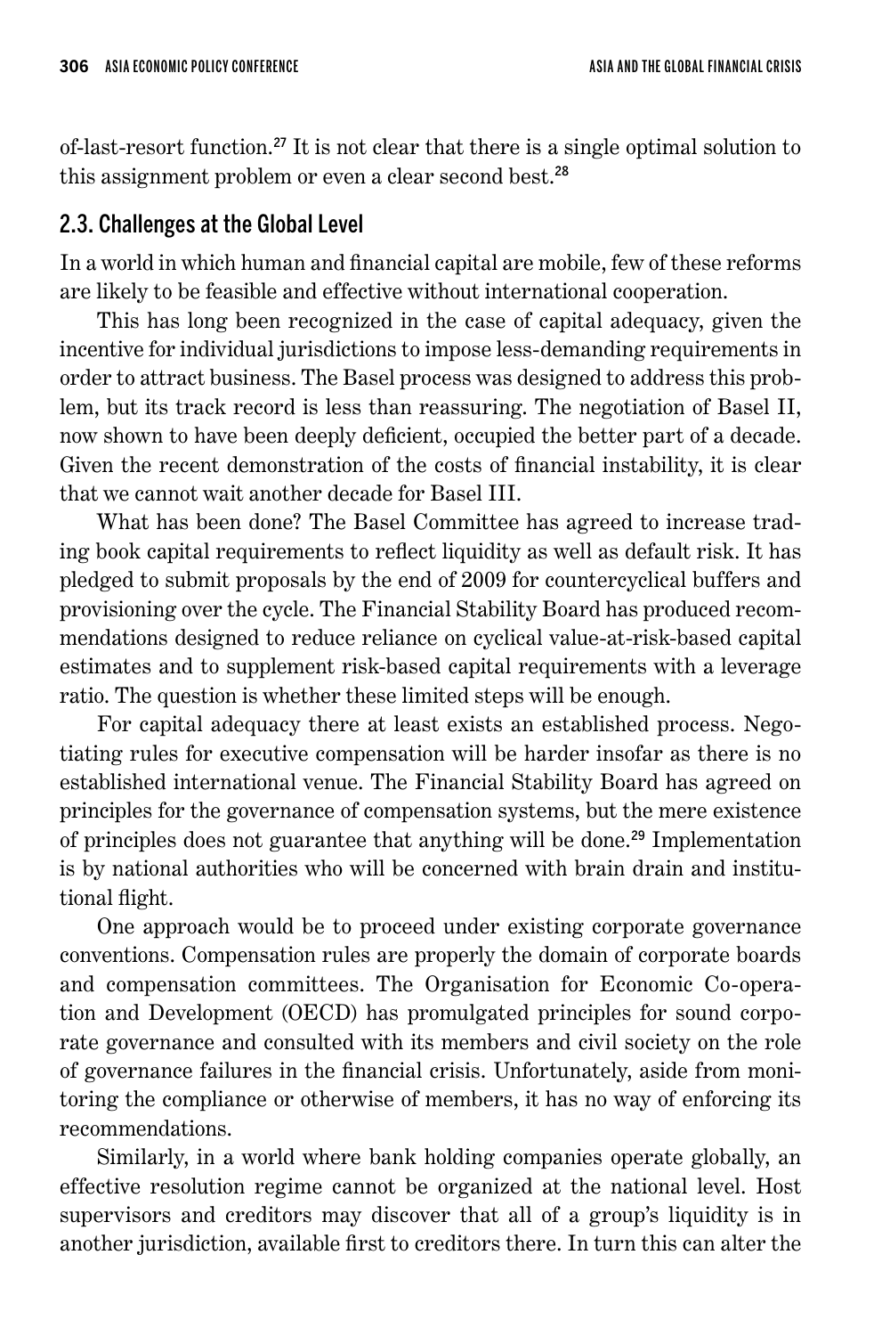of-last-resort function.[27] It is not clear that there is a single optimal solution to this assignment problem or even a clear second best.[28]

## 2.3. Challenges at the Global Level

In a world in which human and financial capital are mobile, few of these reforms are likely to be feasible and effective without international cooperation.

This has long been recognized in the case of capital adequacy, given the incentive for individual jurisdictions to impose less-demanding requirements in order to attract business. The Basel process was designed to address this problem, but its track record is less than reassuring. The negotiation of Basel II, now shown to have been deeply deficient, occupied the better part of a decade. Given the recent demonstration of the costs of financial instability, it is clear that we cannot wait another decade for Basel III.

What has been done? The Basel Committee has agreed to increase trading book capital requirements to reflect liquidity as well as default risk. It has pledged to submit proposals by the end of 2009 for countercyclical buffers and provisioning over the cycle. The Financial Stability Board has produced recommendations designed to reduce reliance on cyclical value-at-risk-based capital estimates and to supplement risk-based capital requirements with a leverage ratio. The question is whether these limited steps will be enough.

For capital adequacy there at least exists an established process. Negotiating rules for executive compensation will be harder insofar as there is no established international venue. The Financial Stability Board has agreed on principles for the governance of compensation systems, but the mere existence of principles does not guarantee that anything will be done.[29] Implementation is by national authorities who will be concerned with brain drain and institutional flight.

One approach would be to proceed under existing corporate governance conventions. Compensation rules are properly the domain of corporate boards and compensation committees. The Organisation for Economic Co-operation and Development (OECD) has promulgated principles for sound corporate governance and consulted with its members and civil society on the role of governance failures in the financial crisis. Unfortunately, aside from monitoring the compliance or otherwise of members, it has no way of enforcing its recommendations.

Similarly, in a world where bank holding companies operate globally, an effective resolution regime cannot be organized at the national level. Host supervisors and creditors may discover that all of a group's liquidity is in another jurisdiction, available first to creditors there. In turn this can alter the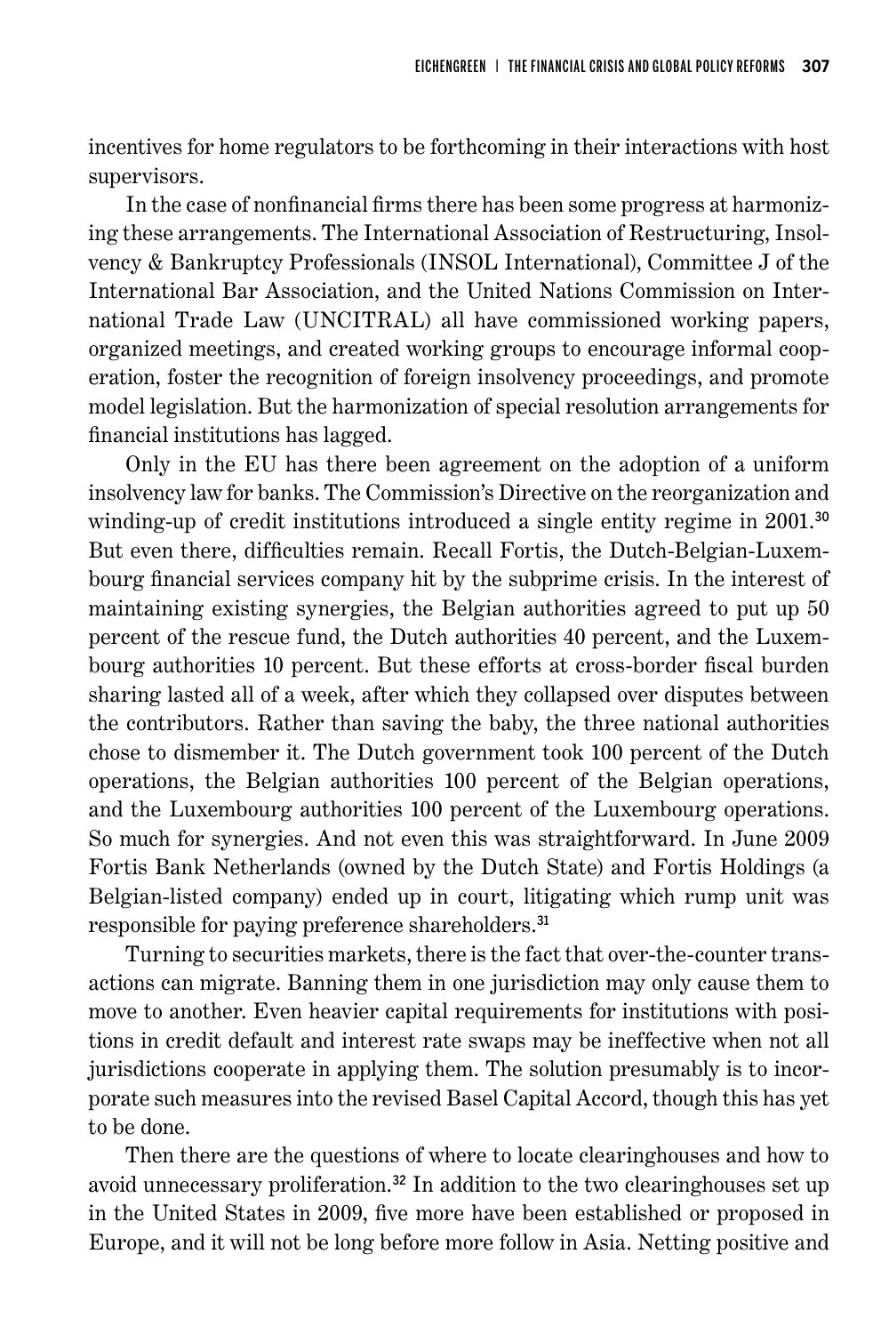incentives for home regulators to be forthcoming in their interactions with host supervisors.

In the case of nonfinancial firms there has been some progress at harmonizing these arrangements. The International Association of Restructuring, Insolvency & Bankruptcy Professionals (INSOL International), Committee J of the International Bar Association, and the United Nations Commission on International Trade Law (UNCITRAL) all have commissioned working papers, organized meetings, and created working groups to encourage informal cooperation, foster the recognition of foreign insolvency proceedings, and promote model legislation. But the harmonization of special resolution arrangements for financial institutions has lagged.

Only in the EU has there been agreement on the adoption of a uniform insolvency law for banks. The Commission's Directive on the reorganization and winding-up of credit institutions introduced a single entity regime in 2001.[30] But even there, difficulties remain. Recall Fortis, the Dutch-Belgian-Luxembourg financial services company hit by the subprime crisis. In the interest of maintaining existing synergies, the Belgian authorities agreed to put up 50 percent of the rescue fund, the Dutch authorities 40 percent, and the Luxembourg authorities 10 percent. But these efforts at cross-border fiscal burden sharing lasted all of a week, after which they collapsed over disputes between the contributors. Rather than saving the baby, the three national authorities chose to dismember it. The Dutch government took 100 percent of the Dutch operations, the Belgian authorities 100 percent of the Belgian operations, and the Luxembourg authorities 100 percent of the Luxembourg operations. So much for synergies. And not even this was straightforward. In June 2009 Fortis Bank Netherlands (owned by the Dutch State) and Fortis Holdings (a Belgian-listed company) ended up in court, litigating which rump unit was responsible for paying preference shareholders.[31]

Turning to securities markets, there is the fact that over-the-counter transactions can migrate. Banning them in one jurisdiction may only cause them to move to another. Even heavier capital requirements for institutions with positions in credit default and interest rate swaps may be ineffective when not all jurisdictions cooperate in applying them. The solution presumably is to incorporate such measures into the revised Basel Capital Accord, though this has yet to be done.

Then there are the questions of where to locate clearinghouses and how to avoid unnecessary proliferation.[32] In addition to the two clearinghouses set up in the United States in 2009, five more have been established or proposed in Europe, and it will not be long before more follow in Asia. Netting positive and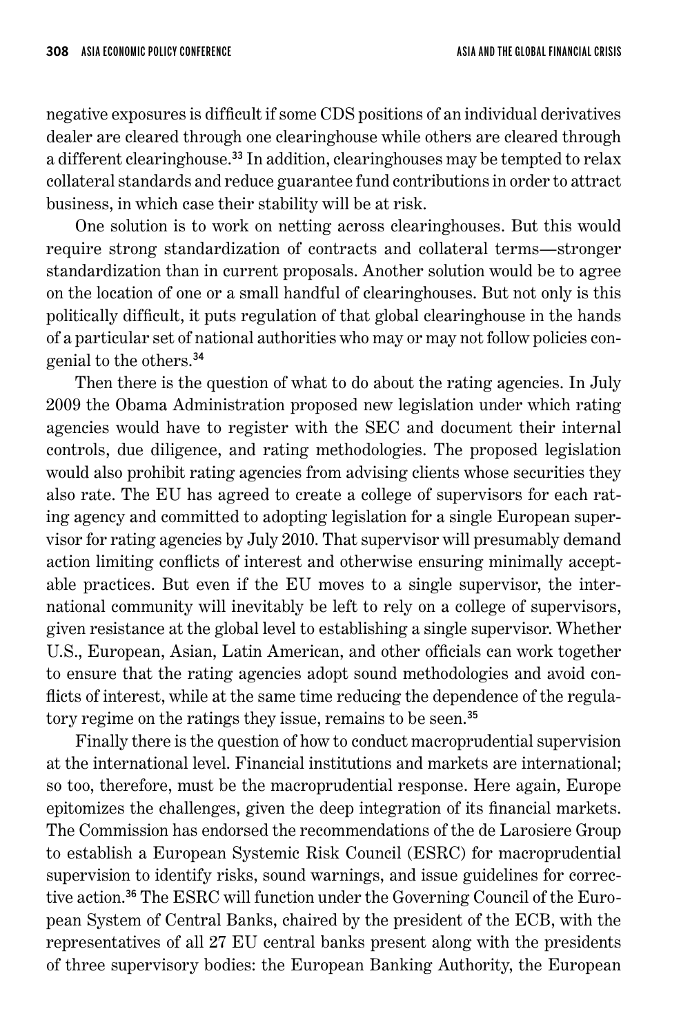negative exposures is difficult if some CDS positions of an individual derivatives dealer are cleared through one clearinghouse while others are cleared through a different clearinghouse.[33] In addition, clearinghouses may be tempted to relax collateral standards and reduce guarantee fund contributions in order to attract business, in which case their stability will be at risk.

One solution is to work on netting across clearinghouses. But this would require strong standardization of contracts and collateral terms—stronger standardization than in current proposals. Another solution would be to agree on the location of one or a small handful of clearinghouses. But not only is this politically difficult, it puts regulation of that global clearinghouse in the hands of a particular set of national authorities who may or may not follow policies congenial to the others.[34]

Then there is the question of what to do about the rating agencies. In July 2009 the Obama Administration proposed new legislation under which rating agencies would have to register with the SEC and document their internal controls, due diligence, and rating methodologies. The proposed legislation would also prohibit rating agencies from advising clients whose securities they also rate. The EU has agreed to create a college of supervisors for each rating agency and committed to adopting legislation for a single European supervisor for rating agencies by July 2010. That supervisor will presumably demand action limiting conflicts of interest and otherwise ensuring minimally acceptable practices. But even if the EU moves to a single supervisor, the international community will inevitably be left to rely on a college of supervisors, given resistance at the global level to establishing a single supervisor. Whether U.S., European, Asian, Latin American, and other officials can work together to ensure that the rating agencies adopt sound methodologies and avoid conflicts of interest, while at the same time reducing the dependence of the regulatory regime on the ratings they issue, remains to be seen.[35]

Finally there is the question of how to conduct macroprudential supervision at the international level. Financial institutions and markets are international; so too, therefore, must be the macroprudential response. Here again, Europe epitomizes the challenges, given the deep integration of its financial markets. The Commission has endorsed the recommendations of the de Larosiere Group to establish a European Systemic Risk Council (ESRC) for macroprudential supervision to identify risks, sound warnings, and issue guidelines for corrective action.[36] The ESRC will function under the Governing Council of the European System of Central Banks, chaired by the president of the ECB, with the representatives of all 27 EU central banks present along with the presidents of three supervisory bodies: the European Banking Authority, the European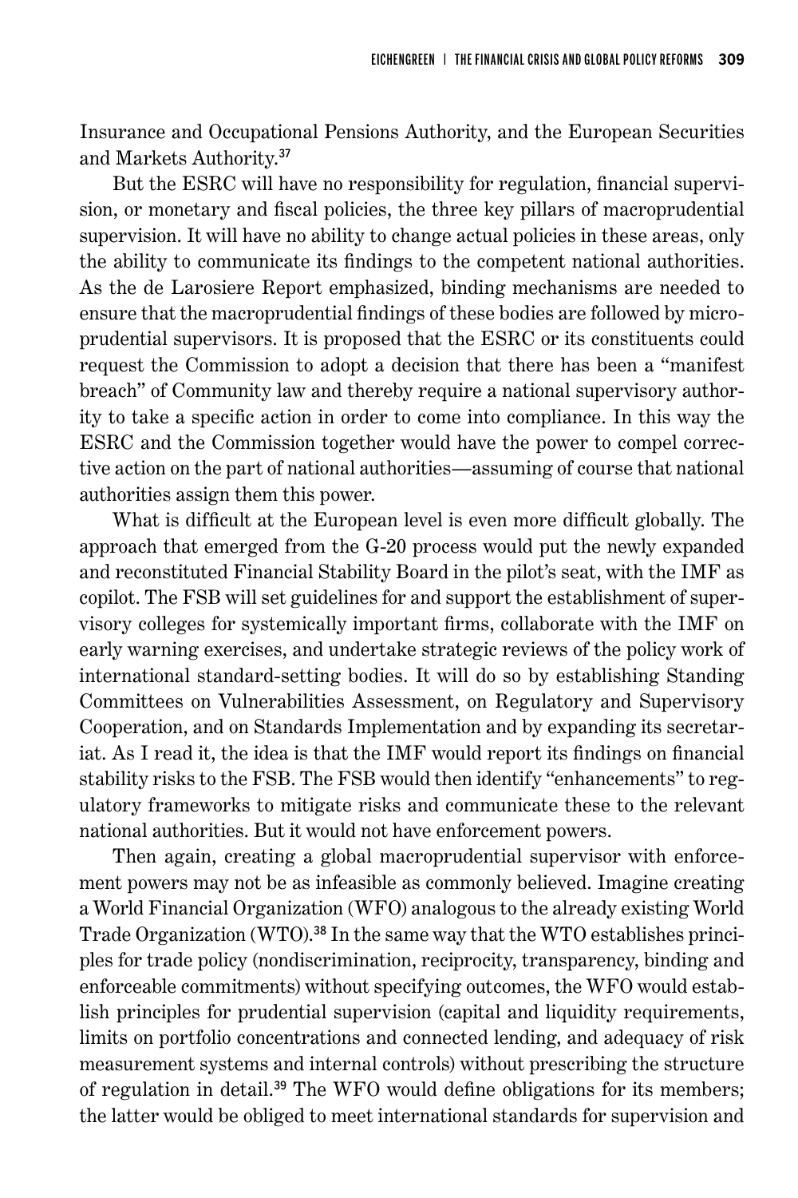Insurance and Occupational Pensions Authority, and the European Securities and Markets Authority.[37]

But the ESRC will have no responsibility for regulation, financial supervision, or monetary and fiscal policies, the three key pillars of macroprudential supervision. It will have no ability to change actual policies in these areas, only the ability to communicate its findings to the competent national authorities. As the de Larosiere Report emphasized, binding mechanisms are needed to ensure that the macroprudential findings of these bodies are followed by microprudential supervisors. It is proposed that the ESRC or its constituents could request the Commission to adopt a decision that there has been a "manifest breach" of Community law and thereby require a national supervisory authority to take a specific action in order to come into compliance. In this way the ESRC and the Commission together would have the power to compel corrective action on the part of national authorities—assuming of course that national authorities assign them this power.

What is difficult at the European level is even more difficult globally. The approach that emerged from the G-20 process would put the newly expanded and reconstituted Financial Stability Board in the pilot's seat, with the IMF as copilot. The FSB will set guidelines for and support the establishment of supervisory colleges for systemically important firms, collaborate with the IMF on early warning exercises, and undertake strategic reviews of the policy work of international standard-setting bodies. It will do so by establishing Standing Committees on Vulnerabilities Assessment, on Regulatory and Supervisory Cooperation, and on Standards Implementation and by expanding its secretariat. As I read it, the idea is that the IMF would report its findings on financial stability risks to the FSB. The FSB would then identify "enhancements" to regulatory frameworks to mitigate risks and communicate these to the relevant national authorities. But it would not have enforcement powers.

Then again, creating a global macroprudential supervisor with enforcement powers may not be as infeasible as commonly believed. Imagine creating a World Financial Organization (WFO) analogous to the already existing World Trade Organization (WTO).[38] In the same way that the WTO establishes principles for trade policy (nondiscrimination, reciprocity, transparency, binding and enforceable commitments) without specifying outcomes, the WFO would establish principles for prudential supervision (capital and liquidity requirements, limits on portfolio concentrations and connected lending, and adequacy of risk measurement systems and internal controls) without prescribing the structure of regulation in detail.[39] The WFO would define obligations for its members; the latter would be obliged to meet international standards for supervision and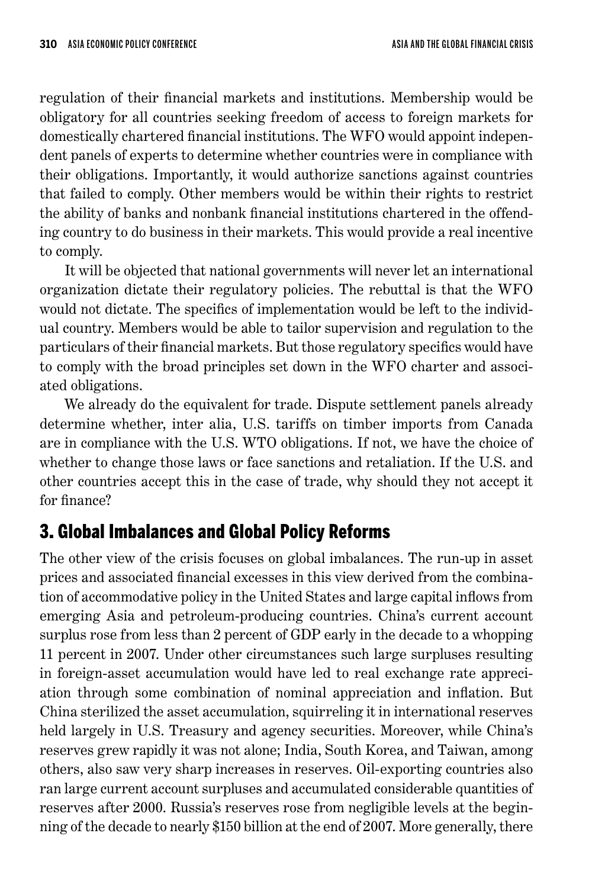regulation of their financial markets and institutions. Membership would be obligatory for all countries seeking freedom of access to foreign markets for domestically chartered financial institutions. The WFO would appoint independent panels of experts to determine whether countries were in compliance with their obligations. Importantly, it would authorize sanctions against countries that failed to comply. Other members would be within their rights to restrict the ability of banks and nonbank financial institutions chartered in the offending country to do business in their markets. This would provide a real incentive to comply.

It will be objected that national governments will never let an international organization dictate their regulatory policies. The rebuttal is that the WFO would not dictate. The specifics of implementation would be left to the individual country. Members would be able to tailor supervision and regulation to the particulars of their financial markets. But those regulatory specifics would have to comply with the broad principles set down in the WFO charter and associated obligations.

We already do the equivalent for trade. Dispute settlement panels already determine whether, inter alia, U.S. tariffs on timber imports from Canada are in compliance with the U.S. WTO obligations. If not, we have the choice of whether to change those laws or face sanctions and retaliation. If the U.S. and other countries accept this in the case of trade, why should they not accept it for finance?

## 3. Global Imbalances and Global Policy Reforms

The other view of the crisis focuses on global imbalances. The run-up in asset prices and associated financial excesses in this view derived from the combination of accommodative policy in the United States and large capital inflows from emerging Asia and petroleum-producing countries. China's current account surplus rose from less than 2 percent of GDP early in the decade to a whopping 11 percent in 2007. Under other circumstances such large surpluses resulting in foreign-asset accumulation would have led to real exchange rate appreciation through some combination of nominal appreciation and inflation. But China sterilized the asset accumulation, squirreling it in international reserves held largely in U.S. Treasury and agency securities. Moreover, while China's reserves grew rapidly it was not alone; India, South Korea, and Taiwan, among others, also saw very sharp increases in reserves. Oil-exporting countries also ran large current account surpluses and accumulated considerable quantities of reserves after 2000. Russia's reserves rose from negligible levels at the beginning of the decade to nearly $150 billion at the end of 2007. More generally, there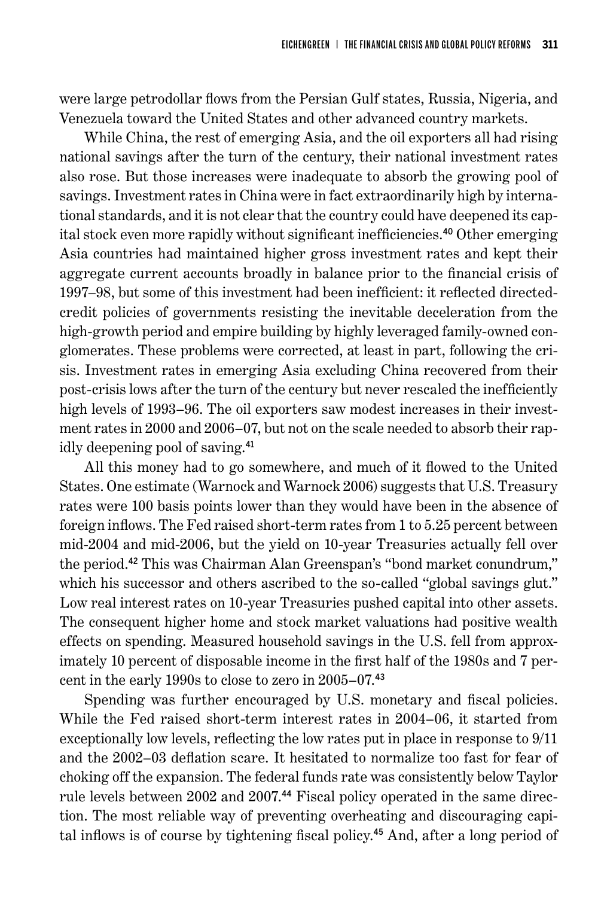were large petrodollar flows from the Persian Gulf states, Russia, Nigeria, and Venezuela toward the United States and other advanced country markets.

While China, the rest of emerging Asia, and the oil exporters all had rising national savings after the turn of the century, their national investment rates also rose. But those increases were inadequate to absorb the growing pool of savings. Investment rates in China were in fact extraordinarily high by international standards, and it is not clear that the country could have deepened its capital stock even more rapidly without significant inefficiencies.[40] Other emerging Asia countries had maintained higher gross investment rates and kept their aggregate current accounts broadly in balance prior to the financial crisis of 1997–98, but some of this investment had been inefficient: it reflected directed-credit policies of governments resisting the inevitable deceleration from the high-growth period and empire building by highly leveraged family-owned conglomerates. These problems were corrected, at least in part, following the crisis. Investment rates in emerging Asia excluding China recovered from their post-crisis lows after the turn of the century but never rescaled the inefficiently high levels of 1993–96. The oil exporters saw modest increases in their investment rates in 2000 and 2006–07, but not on the scale needed to absorb their rapidly deepening pool of saving.[41]

All this money had to go somewhere, and much of it flowed to the United States. One estimate (Warnock and Warnock 2006) suggests that U.S. Treasury rates were 100 basis points lower than they would have been in the absence of foreign inflows. The Fed raised short-term rates from 1 to 5.25 percent between mid-2004 and mid-2006, but the yield on 10-year Treasuries actually fell over the period.[42] This was Chairman Alan Greenspan's "bond market conundrum," which his successor and others ascribed to the so-called "global savings glut." Low real interest rates on 10-year Treasuries pushed capital into other assets. The consequent higher home and stock market valuations had positive wealth effects on spending. Measured household savings in the U.S. fell from approximately 10 percent of disposable income in the first half of the 1980s and 7 percent in the early 1990s to close to zero in 2005–07.[43]

Spending was further encouraged by U.S. monetary and fiscal policies. While the Fed raised short-term interest rates in 2004–06, it started from exceptionally low levels, reflecting the low rates put in place in response to 9/11 and the 2002–03 deflation scare. It hesitated to normalize too fast for fear of choking off the expansion. The federal funds rate was consistently below Taylor rule levels between 2002 and 2007.[44] Fiscal policy operated in the same direction. The most reliable way of preventing overheating and discouraging capital inflows is of course by tightening fiscal policy.[45] And, after a long period of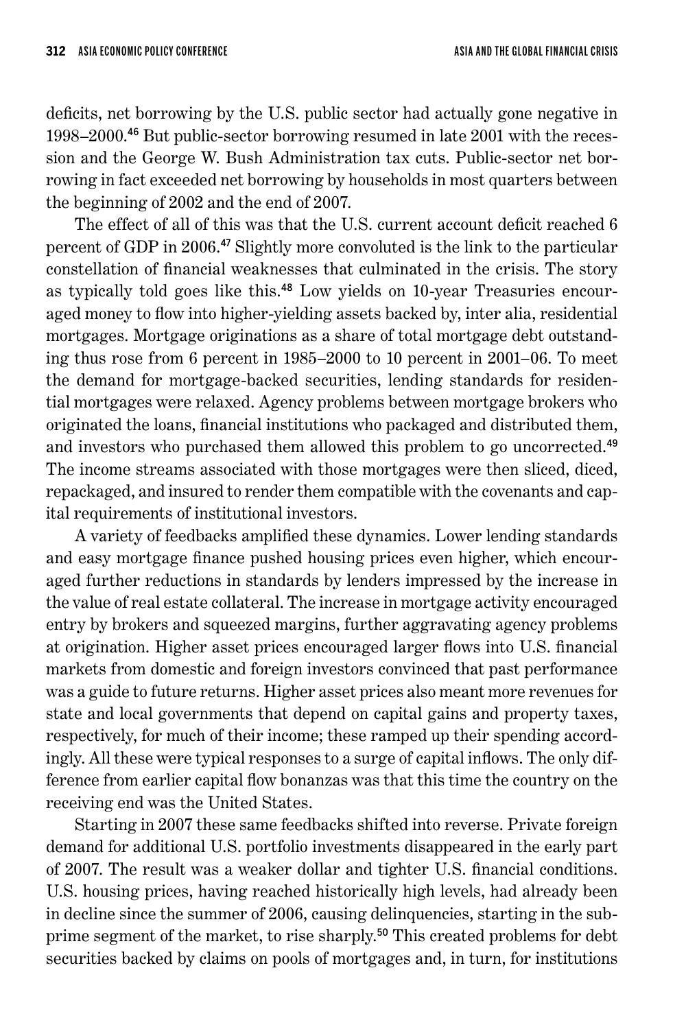deficits, net borrowing by the U.S. public sector had actually gone negative in 1998–2000.[46] But public-sector borrowing resumed in late 2001 with the recession and the George W. Bush Administration tax cuts. Public-sector net borrowing in fact exceeded net borrowing by households in most quarters between the beginning of 2002 and the end of 2007.

The effect of all of this was that the U.S. current account deficit reached 6 percent of GDP in 2006.[47] Slightly more convoluted is the link to the particular constellation of financial weaknesses that culminated in the crisis. The story as typically told goes like this.[48] Low yields on 10-year Treasuries encouraged money to flow into higher-yielding assets backed by, inter alia, residential mortgages. Mortgage originations as a share of total mortgage debt outstanding thus rose from 6 percent in 1985–2000 to 10 percent in 2001–06. To meet the demand for mortgage-backed securities, lending standards for residential mortgages were relaxed. Agency problems between mortgage brokers who originated the loans, financial institutions who packaged and distributed them, and investors who purchased them allowed this problem to go uncorrected.[49] The income streams associated with those mortgages were then sliced, diced, repackaged, and insured to render them compatible with the covenants and capital requirements of institutional investors.

A variety of feedbacks amplified these dynamics. Lower lending standards and easy mortgage finance pushed housing prices even higher, which encouraged further reductions in standards by lenders impressed by the increase in the value of real estate collateral. The increase in mortgage activity encouraged entry by brokers and squeezed margins, further aggravating agency problems at origination. Higher asset prices encouraged larger flows into U.S. financial markets from domestic and foreign investors convinced that past performance was a guide to future returns. Higher asset prices also meant more revenues for state and local governments that depend on capital gains and property taxes, respectively, for much of their income; these ramped up their spending accordingly. All these were typical responses to a surge of capital inflows. The only difference from earlier capital flow bonanzas was that this time the country on the receiving end was the United States.

Starting in 2007 these same feedbacks shifted into reverse. Private foreign demand for additional U.S. portfolio investments disappeared in the early part of 2007. The result was a weaker dollar and tighter U.S. financial conditions. U.S. housing prices, having reached historically high levels, had already been in decline since the summer of 2006, causing delinquencies, starting in the subprime segment of the market, to rise sharply.[50] This created problems for debt securities backed by claims on pools of mortgages and, in turn, for institutions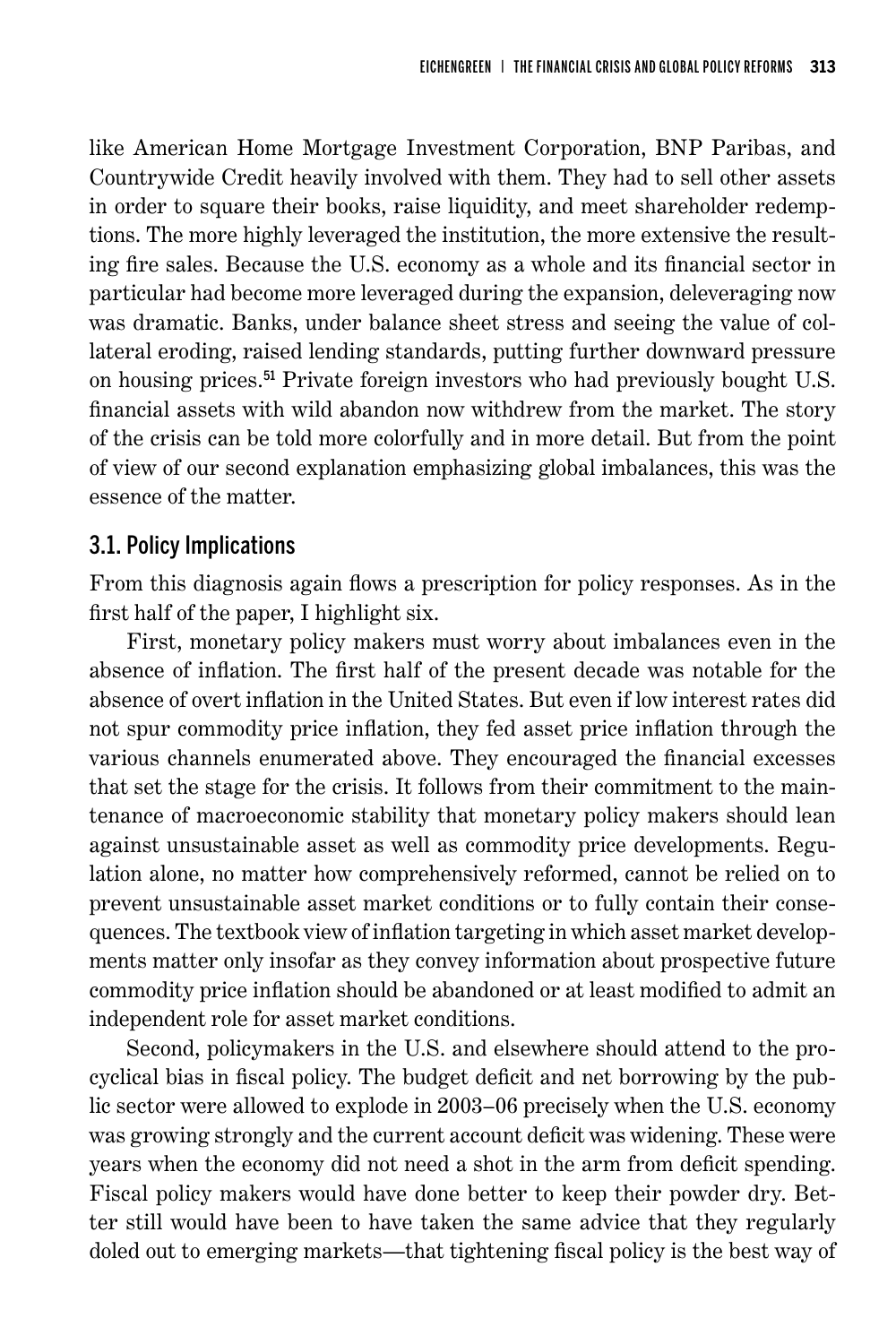like American Home Mortgage Investment Corporation, BNP Paribas, and Countrywide Credit heavily involved with them. They had to sell other assets in order to square their books, raise liquidity, and meet shareholder redemptions. The more highly leveraged the institution, the more extensive the resulting fire sales. Because the U.S. economy as a whole and its financial sector in particular had become more leveraged during the expansion, deleveraging now was dramatic. Banks, under balance sheet stress and seeing the value of collateral eroding, raised lending standards, putting further downward pressure on housing prices.[51] Private foreign investors who had previously bought U.S. financial assets with wild abandon now withdrew from the market. The story of the crisis can be told more colorfully and in more detail. But from the point of view of our second explanation emphasizing global imbalances, this was the essence of the matter.

## 3.1. Policy Implications

From this diagnosis again flows a prescription for policy responses. As in the first half of the paper, I highlight six.

First, monetary policy makers must worry about imbalances even in the absence of inflation. The first half of the present decade was notable for the absence of overt inflation in the United States. But even if low interest rates did not spur commodity price inflation, they fed asset price inflation through the various channels enumerated above. They encouraged the financial excesses that set the stage for the crisis. It follows from their commitment to the maintenance of macroeconomic stability that monetary policy makers should lean against unsustainable asset as well as commodity price developments. Regulation alone, no matter how comprehensively reformed, cannot be relied on to prevent unsustainable asset market conditions or to fully contain their consequences. The textbook view of inflation targeting in which asset market developments matter only insofar as they convey information about prospective future commodity price inflation should be abandoned or at least modified to admit an independent role for asset market conditions.

Second, policymakers in the U.S. and elsewhere should attend to the procyclical bias in fiscal policy. The budget deficit and net borrowing by the public sector were allowed to explode in 2003–06 precisely when the U.S. economy was growing strongly and the current account deficit was widening. These were years when the economy did not need a shot in the arm from deficit spending. Fiscal policy makers would have done better to keep their powder dry. Better still would have been to have taken the same advice that they regularly doled out to emerging markets—that tightening fiscal policy is the best way of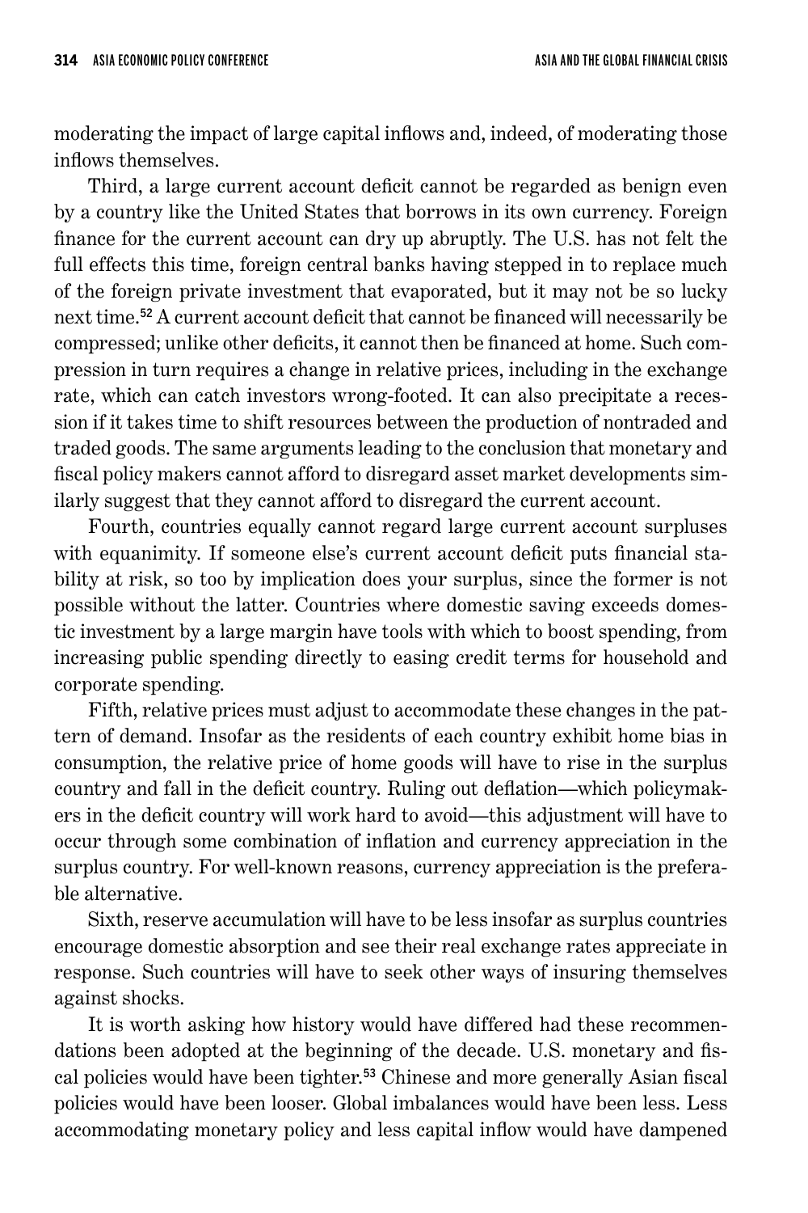moderating the impact of large capital inflows and, indeed, of moderating those inflows themselves.

Third, a large current account deficit cannot be regarded as benign even by a country like the United States that borrows in its own currency. Foreign finance for the current account can dry up abruptly. The U.S. has not felt the full effects this time, foreign central banks having stepped in to replace much of the foreign private investment that evaporated, but it may not be so lucky next time.[52] A current account deficit that cannot be financed will necessarily be compressed; unlike other deficits, it cannot then be financed at home. Such compression in turn requires a change in relative prices, including in the exchange rate, which can catch investors wrong-footed. It can also precipitate a recession if it takes time to shift resources between the production of nontraded and traded goods. The same arguments leading to the conclusion that monetary and fiscal policy makers cannot afford to disregard asset market developments similarly suggest that they cannot afford to disregard the current account.

Fourth, countries equally cannot regard large current account surpluses with equanimity. If someone else's current account deficit puts financial stability at risk, so too by implication does your surplus, since the former is not possible without the latter. Countries where domestic saving exceeds domestic investment by a large margin have tools with which to boost spending, from increasing public spending directly to easing credit terms for household and corporate spending.

Fifth, relative prices must adjust to accommodate these changes in the pattern of demand. Insofar as the residents of each country exhibit home bias in consumption, the relative price of home goods will have to rise in the surplus country and fall in the deficit country. Ruling out deflation—which policymakers in the deficit country will work hard to avoid—this adjustment will have to occur through some combination of inflation and currency appreciation in the surplus country. For well-known reasons, currency appreciation is the preferable alternative.

Sixth, reserve accumulation will have to be less insofar as surplus countries encourage domestic absorption and see their real exchange rates appreciate in response. Such countries will have to seek other ways of insuring themselves against shocks.

It is worth asking how history would have differed had these recommendations been adopted at the beginning of the decade. U.S. monetary and fiscal policies would have been tighter.[53] Chinese and more generally Asian fiscal policies would have been looser. Global imbalances would have been less. Less accommodating monetary policy and less capital inflow would have dampened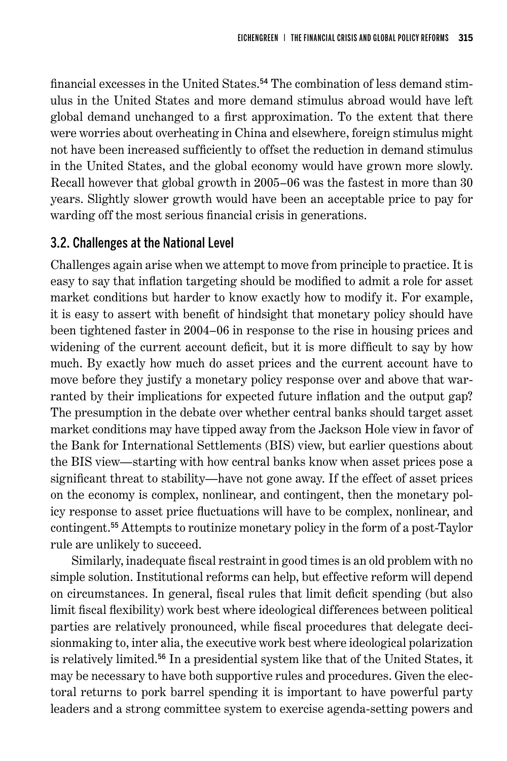financial excesses in the United States.[54] The combination of less demand stimulus in the United States and more demand stimulus abroad would have left global demand unchanged to a first approximation. To the extent that there were worries about overheating in China and elsewhere, foreign stimulus might not have been increased sufficiently to offset the reduction in demand stimulus in the United States, and the global economy would have grown more slowly. Recall however that global growth in 2005–06 was the fastest in more than 30 years. Slightly slower growth would have been an acceptable price to pay for warding off the most serious financial crisis in generations.

### 3.2. Challenges at the National Level

Challenges again arise when we attempt to move from principle to practice. It is easy to say that inflation targeting should be modified to admit a role for asset market conditions but harder to know exactly how to modify it. For example, it is easy to assert with benefit of hindsight that monetary policy should have been tightened faster in 2004–06 in response to the rise in housing prices and widening of the current account deficit, but it is more difficult to say by how much. By exactly how much do asset prices and the current account have to move before they justify a monetary policy response over and above that warranted by their implications for expected future inflation and the output gap? The presumption in the debate over whether central banks should target asset market conditions may have tipped away from the Jackson Hole view in favor of the Bank for International Settlements (BIS) view, but earlier questions about the BIS view—starting with how central banks know when asset prices pose a significant threat to stability—have not gone away. If the effect of asset prices on the economy is complex, nonlinear, and contingent, then the monetary policy response to asset price fluctuations will have to be complex, nonlinear, and contingent.[55] Attempts to routinize monetary policy in the form of a post-Taylor rule are unlikely to succeed.

Similarly, inadequate fiscal restraint in good times is an old problem with no simple solution. Institutional reforms can help, but effective reform will depend on circumstances. In general, fiscal rules that limit deficit spending (but also limit fiscal flexibility) work best where ideological differences between political parties are relatively pronounced, while fiscal procedures that delegate decisionmaking to, inter alia, the executive work best where ideological polarization is relatively limited.[56] In a presidential system like that of the United States, it may be necessary to have both supportive rules and procedures. Given the electoral returns to pork barrel spending it is important to have powerful party leaders and a strong committee system to exercise agenda-setting powers and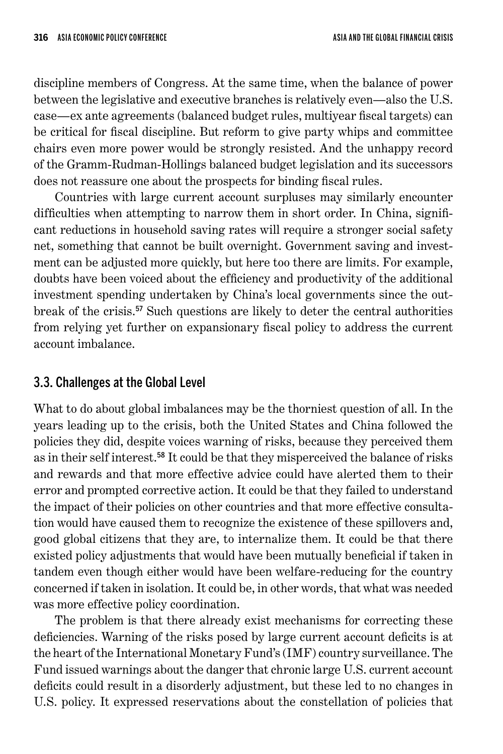discipline members of Congress. At the same time, when the balance of power between the legislative and executive branches is relatively even—also the U.S. case—ex ante agreements (balanced budget rules, multiyear fiscal targets) can be critical for fiscal discipline. But reform to give party whips and committee chairs even more power would be strongly resisted. And the unhappy record of the Gramm-Rudman-Hollings balanced budget legislation and its successors does not reassure one about the prospects for binding fiscal rules.

Countries with large current account surpluses may similarly encounter difficulties when attempting to narrow them in short order. In China, significant reductions in household saving rates will require a stronger social safety net, something that cannot be built overnight. Government saving and investment can be adjusted more quickly, but here too there are limits. For example, doubts have been voiced about the efficiency and productivity of the additional investment spending undertaken by China's local governments since the outbreak of the crisis.[57] Such questions are likely to deter the central authorities from relying yet further on expansionary fiscal policy to address the current account imbalance.

## 3.3. Challenges at the Global Level

What to do about global imbalances may be the thorniest question of all. In the years leading up to the crisis, both the United States and China followed the policies they did, despite voices warning of risks, because they perceived them as in their self interest.[58] It could be that they misperceived the balance of risks and rewards and that more effective advice could have alerted them to their error and prompted corrective action. It could be that they failed to understand the impact of their policies on other countries and that more effective consultation would have caused them to recognize the existence of these spillovers and, good global citizens that they are, to internalize them. It could be that there existed policy adjustments that would have been mutually beneficial if taken in tandem even though either would have been welfare-reducing for the country concerned if taken in isolation. It could be, in other words, that what was needed was more effective policy coordination.

The problem is that there already exist mechanisms for correcting these deficiencies. Warning of the risks posed by large current account deficits is at the heart of the International Monetary Fund's (IMF) country surveillance. The Fund issued warnings about the danger that chronic large U.S. current account deficits could result in a disorderly adjustment, but these led to no changes in U.S. policy. It expressed reservations about the constellation of policies that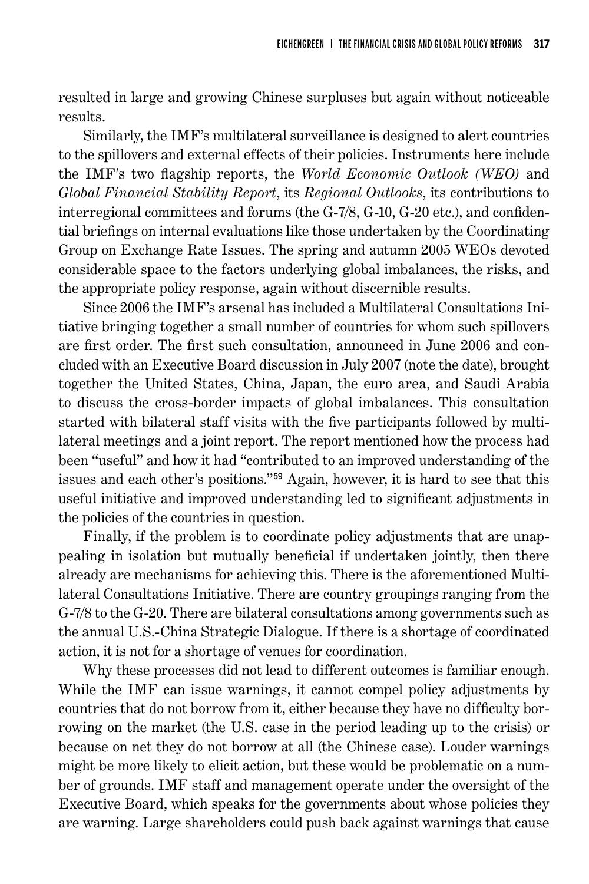resulted in large and growing Chinese surpluses but again without noticeable results.

Similarly, the IMF's multilateral surveillance is designed to alert countries to the spillovers and external effects of their policies. Instruments here include the IMF's two flagship reports, the *World Economic Outlook (WEO)* and *Global Financial Stability Report*, its *Regional Outlooks*, its contributions to interregional committees and forums (the G-7/8, G-10, G-20 etc.), and confidential briefings on internal evaluations like those undertaken by the Coordinating Group on Exchange Rate Issues. The spring and autumn 2005 WEOs devoted considerable space to the factors underlying global imbalances, the risks, and the appropriate policy response, again without discernible results.

Since 2006 the IMF's arsenal has included a Multilateral Consultations Initiative bringing together a small number of countries for whom such spillovers are first order. The first such consultation, announced in June 2006 and concluded with an Executive Board discussion in July 2007 (note the date), brought together the United States, China, Japan, the euro area, and Saudi Arabia to discuss the cross-border impacts of global imbalances. This consultation started with bilateral staff visits with the five participants followed by multilateral meetings and a joint report. The report mentioned how the process had been "useful" and how it had "contributed to an improved understanding of the issues and each other's positions."[59] Again, however, it is hard to see that this useful initiative and improved understanding led to significant adjustments in the policies of the countries in question.

Finally, if the problem is to coordinate policy adjustments that are unappealing in isolation but mutually beneficial if undertaken jointly, then there already are mechanisms for achieving this. There is the aforementioned Multilateral Consultations Initiative. There are country groupings ranging from the G-7/8 to the G-20. There are bilateral consultations among governments such as the annual U.S.-China Strategic Dialogue. If there is a shortage of coordinated action, it is not for a shortage of venues for coordination.

Why these processes did not lead to different outcomes is familiar enough. While the IMF can issue warnings, it cannot compel policy adjustments by countries that do not borrow from it, either because they have no difficulty borrowing on the market (the U.S. case in the period leading up to the crisis) or because on net they do not borrow at all (the Chinese case). Louder warnings might be more likely to elicit action, but these would be problematic on a number of grounds. IMF staff and management operate under the oversight of the Executive Board, which speaks for the governments about whose policies they are warning. Large shareholders could push back against warnings that cause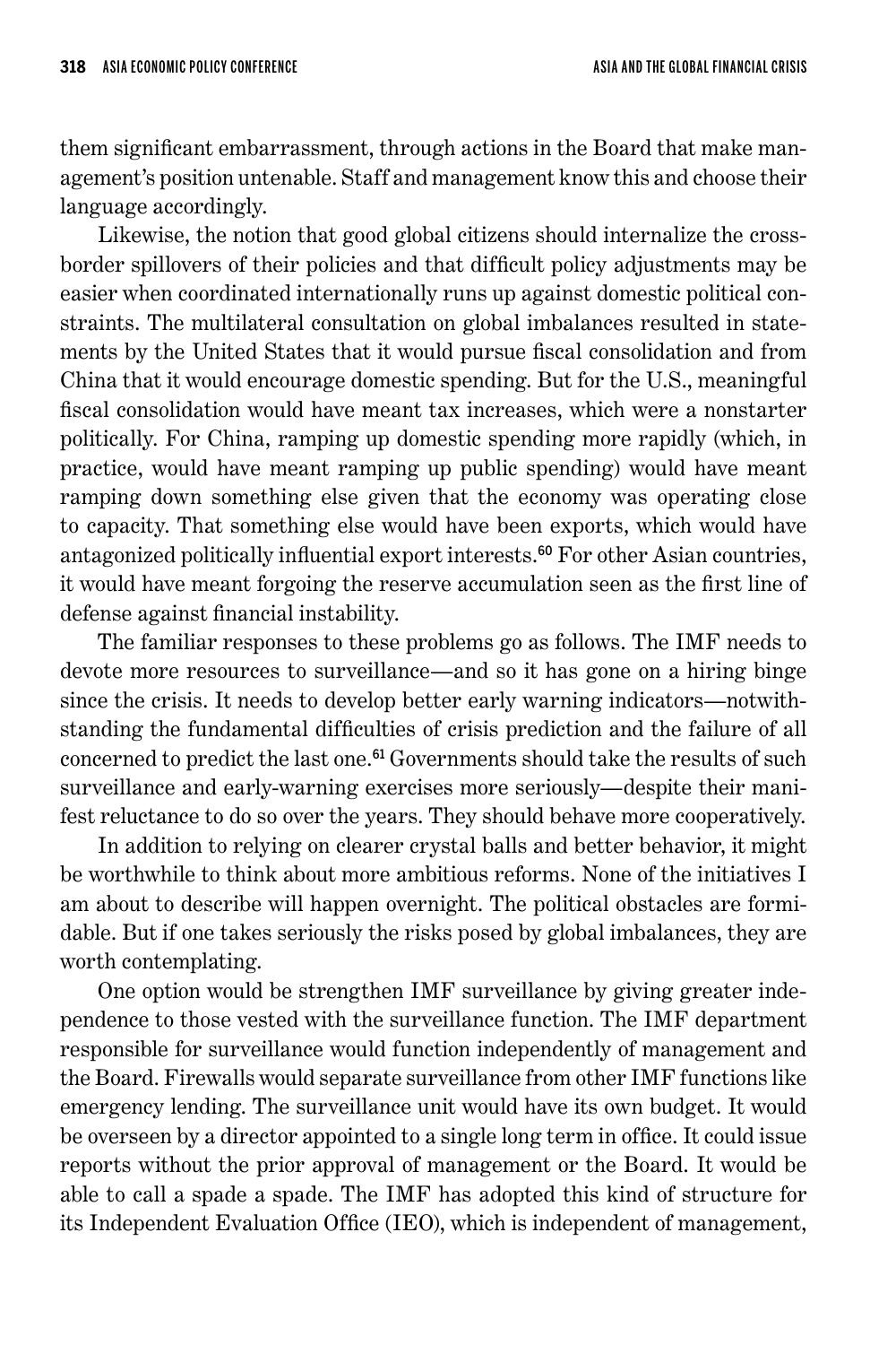them significant embarrassment, through actions in the Board that make management's position untenable. Staff and management know this and choose their language accordingly.

Likewise, the notion that good global citizens should internalize the cross-border spillovers of their policies and that difficult policy adjustments may be easier when coordinated internationally runs up against domestic political constraints. The multilateral consultation on global imbalances resulted in statements by the United States that it would pursue fiscal consolidation and from China that it would encourage domestic spending. But for the U.S., meaningful fiscal consolidation would have meant tax increases, which were a nonstarter politically. For China, ramping up domestic spending more rapidly (which, in practice, would have meant ramping up public spending) would have meant ramping down something else given that the economy was operating close to capacity. That something else would have been exports, which would have antagonized politically influential export interests.[60] For other Asian countries, it would have meant forgoing the reserve accumulation seen as the first line of defense against financial instability.

The familiar responses to these problems go as follows. The IMF needs to devote more resources to surveillance—and so it has gone on a hiring binge since the crisis. It needs to develop better early warning indicators—notwithstanding the fundamental difficulties of crisis prediction and the failure of all concerned to predict the last one.[61] Governments should take the results of such surveillance and early-warning exercises more seriously—despite their manifest reluctance to do so over the years. They should behave more cooperatively.

In addition to relying on clearer crystal balls and better behavior, it might be worthwhile to think about more ambitious reforms. None of the initiatives I am about to describe will happen overnight. The political obstacles are formidable. But if one takes seriously the risks posed by global imbalances, they are worth contemplating.

One option would be strengthen IMF surveillance by giving greater independence to those vested with the surveillance function. The IMF department responsible for surveillance would function independently of management and the Board. Firewalls would separate surveillance from other IMF functions like emergency lending. The surveillance unit would have its own budget. It would be overseen by a director appointed to a single long term in office. It could issue reports without the prior approval of management or the Board. It would be able to call a spade a spade. The IMF has adopted this kind of structure for its Independent Evaluation Office (IEO), which is independent of management,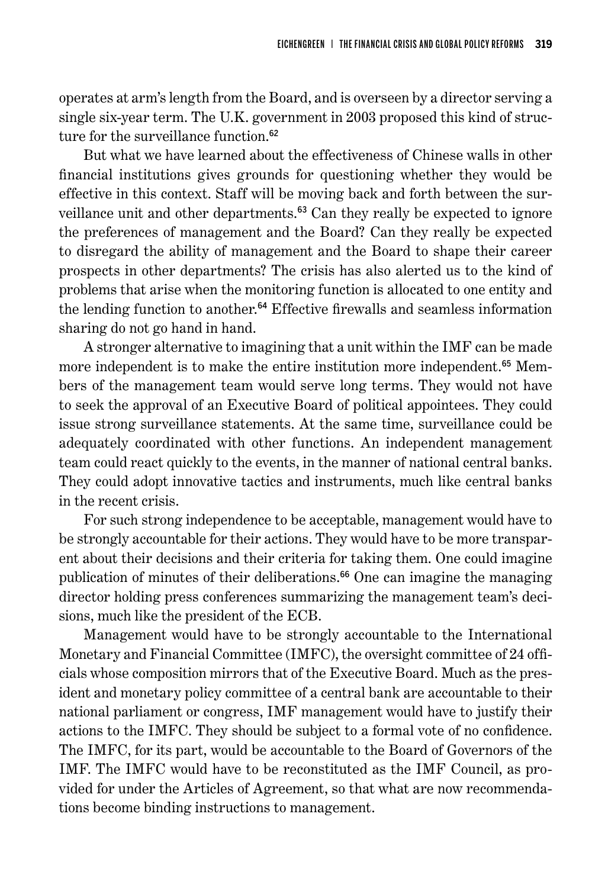operates at arm's length from the Board, and is overseen by a director serving a single six-year term. The U.K. government in 2003 proposed this kind of structure for the surveillance function.[62]

But what we have learned about the effectiveness of Chinese walls in other financial institutions gives grounds for questioning whether they would be effective in this context. Staff will be moving back and forth between the surveillance unit and other departments.[63] Can they really be expected to ignore the preferences of management and the Board? Can they really be expected to disregard the ability of management and the Board to shape their career prospects in other departments? The crisis has also alerted us to the kind of problems that arise when the monitoring function is allocated to one entity and the lending function to another.[64] Effective firewalls and seamless information sharing do not go hand in hand.

A stronger alternative to imagining that a unit within the IMF can be made more independent is to make the entire institution more independent.[65] Members of the management team would serve long terms. They would not have to seek the approval of an Executive Board of political appointees. They could issue strong surveillance statements. At the same time, surveillance could be adequately coordinated with other functions. An independent management team could react quickly to the events, in the manner of national central banks. They could adopt innovative tactics and instruments, much like central banks in the recent crisis.

For such strong independence to be acceptable, management would have to be strongly accountable for their actions. They would have to be more transparent about their decisions and their criteria for taking them. One could imagine publication of minutes of their deliberations.[66] One can imagine the managing director holding press conferences summarizing the management team's decisions, much like the president of the ECB.

Management would have to be strongly accountable to the International Monetary and Financial Committee (IMFC), the oversight committee of 24 officials whose composition mirrors that of the Executive Board. Much as the president and monetary policy committee of a central bank are accountable to their national parliament or congress, IMF management would have to justify their actions to the IMFC. They should be subject to a formal vote of no confidence. The IMFC, for its part, would be accountable to the Board of Governors of the IMF. The IMFC would have to be reconstituted as the IMF Council, as provided for under the Articles of Agreement, so that what are now recommendations become binding instructions to management.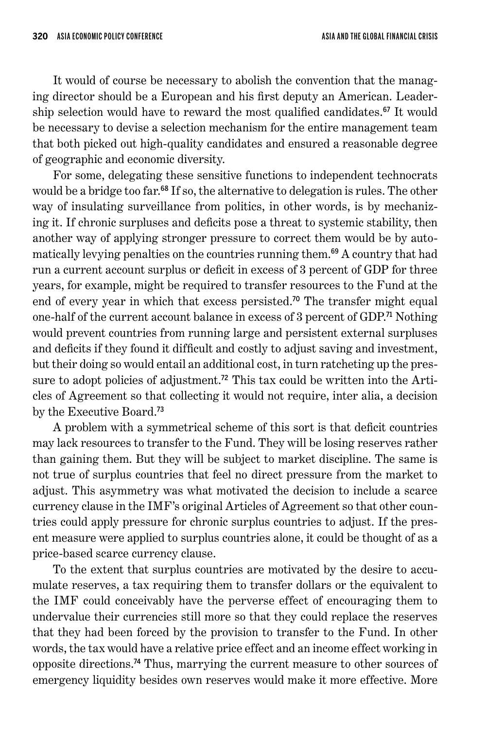It would of course be necessary to abolish the convention that the managing director should be a European and his first deputy an American. Leadership selection would have to reward the most qualified candidates.[67] It would be necessary to devise a selection mechanism for the entire management team that both picked out high-quality candidates and ensured a reasonable degree of geographic and economic diversity.

For some, delegating these sensitive functions to independent technocrats would be a bridge too far.[68] If so, the alternative to delegation is rules. The other way of insulating surveillance from politics, in other words, is by mechanizing it. If chronic surpluses and deficits pose a threat to systemic stability, then another way of applying stronger pressure to correct them would be by automatically levying penalties on the countries running them.[69] A country that had run a current account surplus or deficit in excess of 3 percent of GDP for three years, for example, might be required to transfer resources to the Fund at the end of every year in which that excess persisted.[70] The transfer might equal one-half of the current account balance in excess of 3 percent of GDP.[71] Nothing would prevent countries from running large and persistent external surpluses and deficits if they found it difficult and costly to adjust saving and investment, but their doing so would entail an additional cost, in turn ratcheting up the pressure to adopt policies of adjustment.[72] This tax could be written into the Articles of Agreement so that collecting it would not require, inter alia, a decision by the Executive Board.[73]

A problem with a symmetrical scheme of this sort is that deficit countries may lack resources to transfer to the Fund. They will be losing reserves rather than gaining them. But they will be subject to market discipline. The same is not true of surplus countries that feel no direct pressure from the market to adjust. This asymmetry was what motivated the decision to include a scarce currency clause in the IMF's original Articles of Agreement so that other countries could apply pressure for chronic surplus countries to adjust. If the present measure were applied to surplus countries alone, it could be thought of as a price-based scarce currency clause.

To the extent that surplus countries are motivated by the desire to accumulate reserves, a tax requiring them to transfer dollars or the equivalent to the IMF could conceivably have the perverse effect of encouraging them to undervalue their currencies still more so that they could replace the reserves that they had been forced by the provision to transfer to the Fund. In other words, the tax would have a relative price effect and an income effect working in opposite directions.[74] Thus, marrying the current measure to other sources of emergency liquidity besides own reserves would make it more effective. More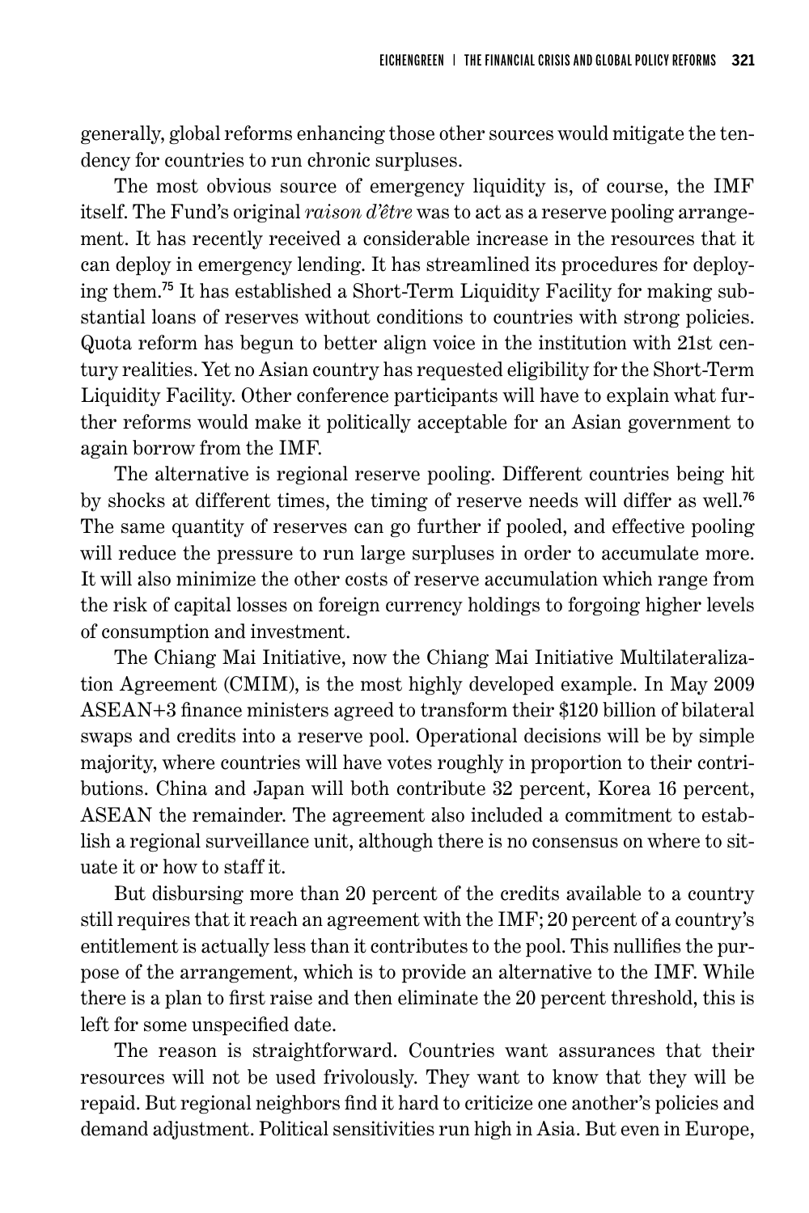generally, global reforms enhancing those other sources would mitigate the tendency for countries to run chronic surpluses.

The most obvious source of emergency liquidity is, of course, the IMF itself. The Fund's original *raison d'être* was to act as a reserve pooling arrangement. It has recently received a considerable increase in the resources that it can deploy in emergency lending. It has streamlined its procedures for deploying them.[75] It has established a Short-Term Liquidity Facility for making substantial loans of reserves without conditions to countries with strong policies. Quota reform has begun to better align voice in the institution with 21st century realities. Yet no Asian country has requested eligibility for the Short-Term Liquidity Facility. Other conference participants will have to explain what further reforms would make it politically acceptable for an Asian government to again borrow from the IMF.

The alternative is regional reserve pooling. Different countries being hit by shocks at different times, the timing of reserve needs will differ as well.[76] The same quantity of reserves can go further if pooled, and effective pooling will reduce the pressure to run large surpluses in order to accumulate more. It will also minimize the other costs of reserve accumulation which range from the risk of capital losses on foreign currency holdings to forgoing higher levels of consumption and investment.

The Chiang Mai Initiative, now the Chiang Mai Initiative Multilateralization Agreement (CMIM), is the most highly developed example. In May 2009 ASEAN+3 finance ministers agreed to transform their $120 billion of bilateral swaps and credits into a reserve pool. Operational decisions will be by simple majority, where countries will have votes roughly in proportion to their contributions. China and Japan will both contribute 32 percent, Korea 16 percent, ASEAN the remainder. The agreement also included a commitment to establish a regional surveillance unit, although there is no consensus on where to situate it or how to staff it.

But disbursing more than 20 percent of the credits available to a country still requires that it reach an agreement with the IMF; 20 percent of a country's entitlement is actually less than it contributes to the pool. This nullifies the purpose of the arrangement, which is to provide an alternative to the IMF. While there is a plan to first raise and then eliminate the 20 percent threshold, this is left for some unspecified date.

The reason is straightforward. Countries want assurances that their resources will not be used frivolously. They want to know that they will be repaid. But regional neighbors find it hard to criticize one another's policies and demand adjustment. Political sensitivities run high in Asia. But even in Europe,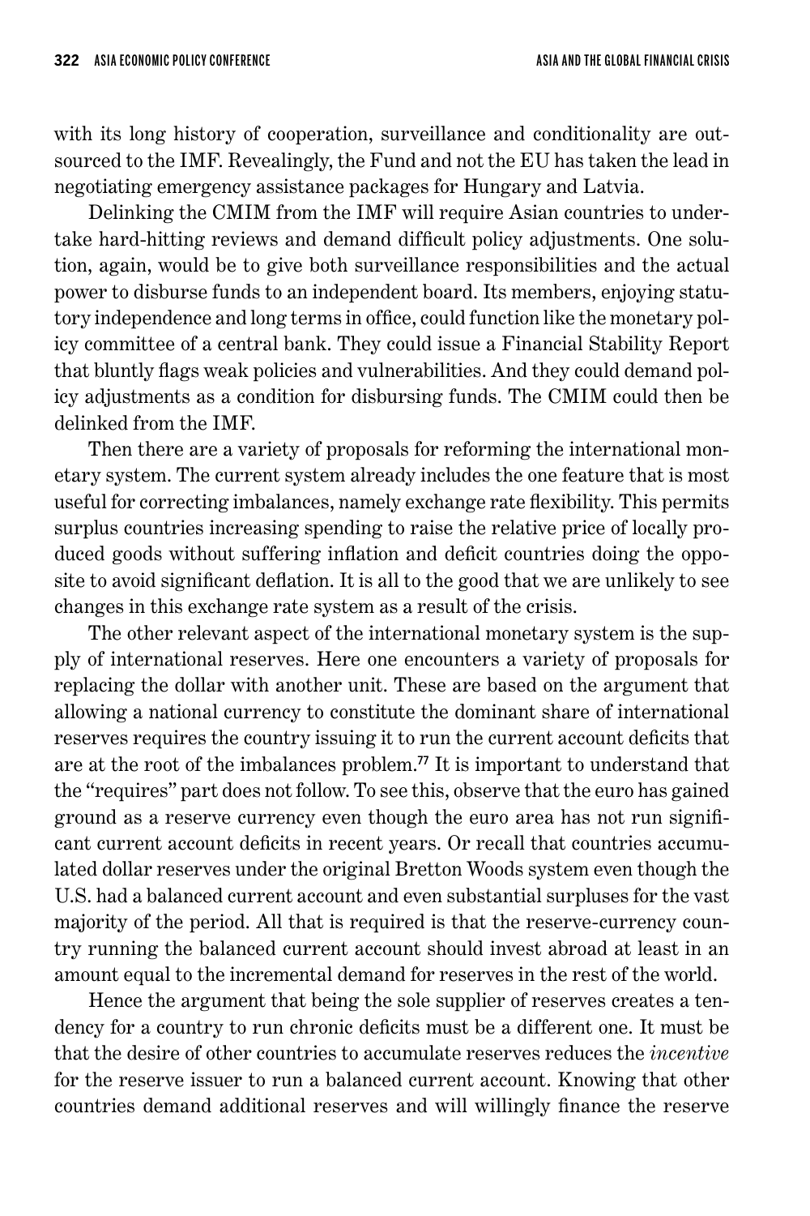with its long history of cooperation, surveillance and conditionality are outsourced to the IMF. Revealingly, the Fund and not the EU has taken the lead in negotiating emergency assistance packages for Hungary and Latvia.

Delinking the CMIM from the IMF will require Asian countries to undertake hard-hitting reviews and demand difficult policy adjustments. One solution, again, would be to give both surveillance responsibilities and the actual power to disburse funds to an independent board. Its members, enjoying statutory independence and long terms in office, could function like the monetary policy committee of a central bank. They could issue a Financial Stability Report that bluntly flags weak policies and vulnerabilities. And they could demand policy adjustments as a condition for disbursing funds. The CMIM could then be delinked from the IMF.

Then there are a variety of proposals for reforming the international monetary system. The current system already includes the one feature that is most useful for correcting imbalances, namely exchange rate flexibility. This permits surplus countries increasing spending to raise the relative price of locally produced goods without suffering inflation and deficit countries doing the opposite to avoid significant deflation. It is all to the good that we are unlikely to see changes in this exchange rate system as a result of the crisis.

The other relevant aspect of the international monetary system is the supply of international reserves. Here one encounters a variety of proposals for replacing the dollar with another unit. These are based on the argument that allowing a national currency to constitute the dominant share of international reserves requires the country issuing it to run the current account deficits that are at the root of the imbalances problem.[77] It is important to understand that the "requires" part does not follow. To see this, observe that the euro has gained ground as a reserve currency even though the euro area has not run significant current account deficits in recent years. Or recall that countries accumulated dollar reserves under the original Bretton Woods system even though the U.S. had a balanced current account and even substantial surpluses for the vast majority of the period. All that is required is that the reserve-currency country running the balanced current account should invest abroad at least in an amount equal to the incremental demand for reserves in the rest of the world.

Hence the argument that being the sole supplier of reserves creates a tendency for a country to run chronic deficits must be a different one. It must be that the desire of other countries to accumulate reserves reduces the *incentive* for the reserve issuer to run a balanced current account. Knowing that other countries demand additional reserves and will willingly finance the reserve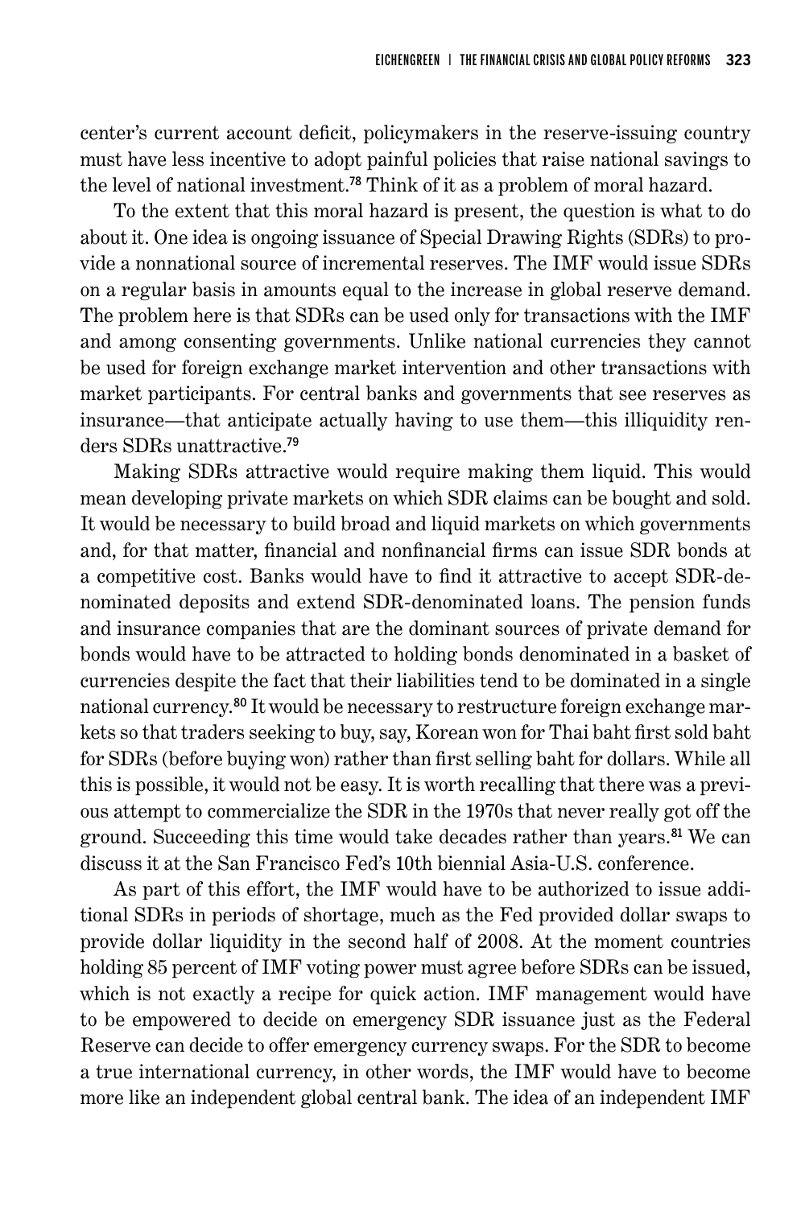center's current account deficit, policymakers in the reserve-issuing country must have less incentive to adopt painful policies that raise national savings to the level of national investment.[78] Think of it as a problem of moral hazard.

To the extent that this moral hazard is present, the question is what to do about it. One idea is ongoing issuance of Special Drawing Rights (SDRs) to provide a nonnational source of incremental reserves. The IMF would issue SDRs on a regular basis in amounts equal to the increase in global reserve demand. The problem here is that SDRs can be used only for transactions with the IMF and among consenting governments. Unlike national currencies they cannot be used for foreign exchange market intervention and other transactions with market participants. For central banks and governments that see reserves as insurance—that anticipate actually having to use them—this illiquidity renders SDRs unattractive.[79]

Making SDRs attractive would require making them liquid. This would mean developing private markets on which SDR claims can be bought and sold. It would be necessary to build broad and liquid markets on which governments and, for that matter, financial and nonfinancial firms can issue SDR bonds at a competitive cost. Banks would have to find it attractive to accept SDR-denominated deposits and extend SDR-denominated loans. The pension funds and insurance companies that are the dominant sources of private demand for bonds would have to be attracted to holding bonds denominated in a basket of currencies despite the fact that their liabilities tend to be dominated in a single national currency.[80] It would be necessary to restructure foreign exchange markets so that traders seeking to buy, say, Korean won for Thai baht first sold baht for SDRs (before buying won) rather than first selling baht for dollars. While all this is possible, it would not be easy. It is worth recalling that there was a previous attempt to commercialize the SDR in the 1970s that never really got off the ground. Succeeding this time would take decades rather than years.[81] We can discuss it at the San Francisco Fed's 10th biennial Asia-U.S. conference.

As part of this effort, the IMF would have to be authorized to issue additional SDRs in periods of shortage, much as the Fed provided dollar swaps to provide dollar liquidity in the second half of 2008. At the moment countries holding 85 percent of IMF voting power must agree before SDRs can be issued, which is not exactly a recipe for quick action. IMF management would have to be empowered to decide on emergency SDR issuance just as the Federal Reserve can decide to offer emergency currency swaps. For the SDR to become a true international currency, in other words, the IMF would have to become more like an independent global central bank. The idea of an independent IMF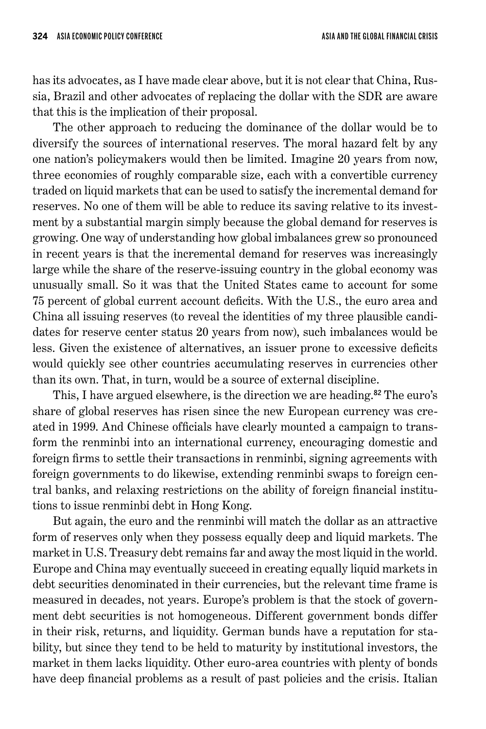has its advocates, as I have made clear above, but it is not clear that China, Russia, Brazil and other advocates of replacing the dollar with the SDR are aware that this is the implication of their proposal.

The other approach to reducing the dominance of the dollar would be to diversify the sources of international reserves. The moral hazard felt by any one nation's policymakers would then be limited. Imagine 20 years from now, three economies of roughly comparable size, each with a convertible currency traded on liquid markets that can be used to satisfy the incremental demand for reserves. No one of them will be able to reduce its saving relative to its investment by a substantial margin simply because the global demand for reserves is growing. One way of understanding how global imbalances grew so pronounced in recent years is that the incremental demand for reserves was increasingly large while the share of the reserve-issuing country in the global economy was unusually small. So it was that the United States came to account for some 75 percent of global current account deficits. With the U.S., the euro area and China all issuing reserves (to reveal the identities of my three plausible candidates for reserve center status 20 years from now), such imbalances would be less. Given the existence of alternatives, an issuer prone to excessive deficits would quickly see other countries accumulating reserves in currencies other than its own. That, in turn, would be a source of external discipline.

This, I have argued elsewhere, is the direction we are heading.[82] The euro's share of global reserves has risen since the new European currency was created in 1999. And Chinese officials have clearly mounted a campaign to transform the renminbi into an international currency, encouraging domestic and foreign firms to settle their transactions in renminbi, signing agreements with foreign governments to do likewise, extending renminbi swaps to foreign central banks, and relaxing restrictions on the ability of foreign financial institutions to issue renminbi debt in Hong Kong.

But again, the euro and the renminbi will match the dollar as an attractive form of reserves only when they possess equally deep and liquid markets. The market in U.S. Treasury debt remains far and away the most liquid in the world. Europe and China may eventually succeed in creating equally liquid markets in debt securities denominated in their currencies, but the relevant time frame is measured in decades, not years. Europe's problem is that the stock of government debt securities is not homogeneous. Different government bonds differ in their risk, returns, and liquidity. German bunds have a reputation for stability, but since they tend to be held to maturity by institutional investors, the market in them lacks liquidity. Other euro-area countries with plenty of bonds have deep financial problems as a result of past policies and the crisis. Italian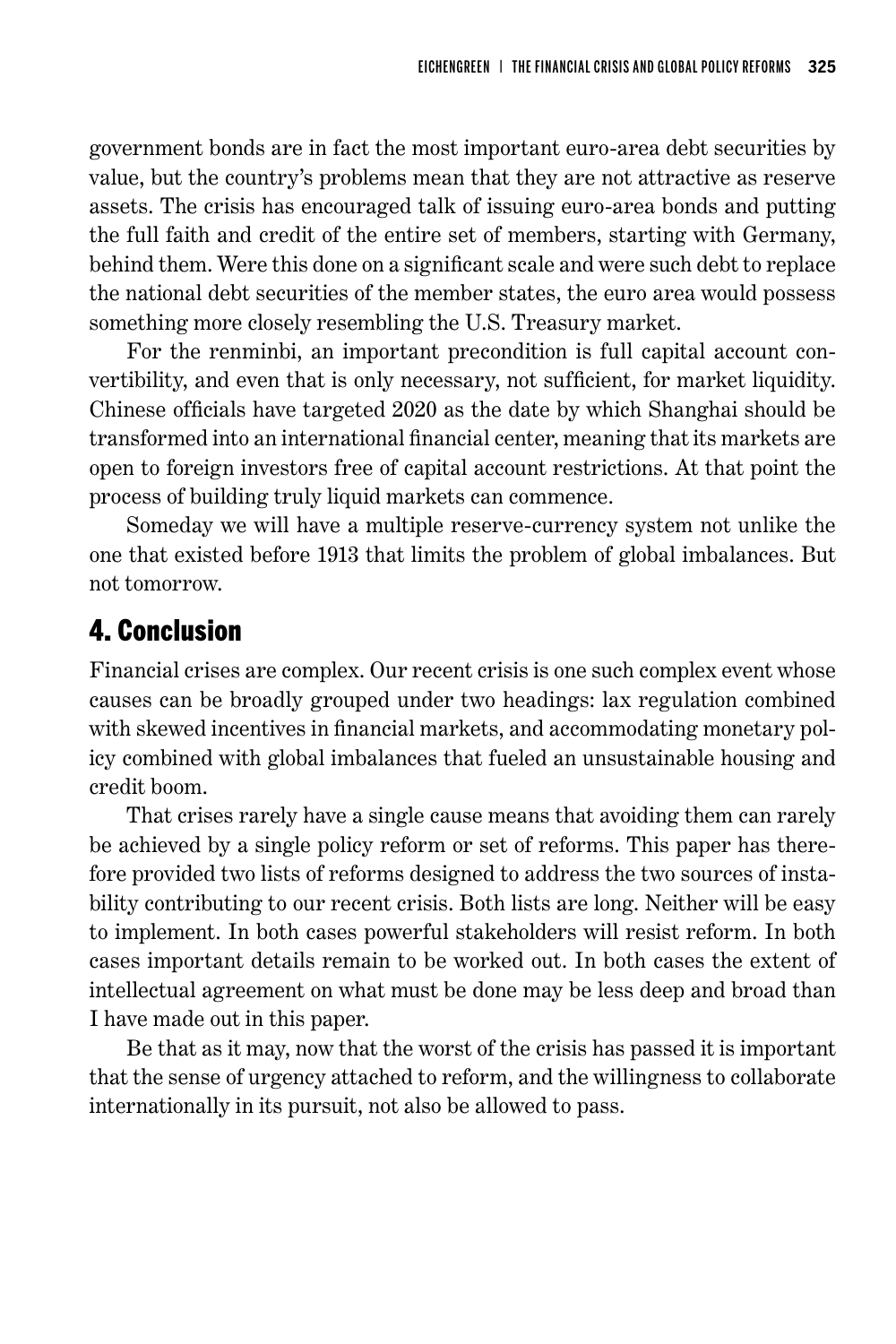government bonds are in fact the most important euro-area debt securities by value, but the country's problems mean that they are not attractive as reserve assets. The crisis has encouraged talk of issuing euro-area bonds and putting the full faith and credit of the entire set of members, starting with Germany, behind them. Were this done on a significant scale and were such debt to replace the national debt securities of the member states, the euro area would possess something more closely resembling the U.S. Treasury market.

For the renminbi, an important precondition is full capital account convertibility, and even that is only necessary, not sufficient, for market liquidity. Chinese officials have targeted 2020 as the date by which Shanghai should be transformed into an international financial center, meaning that its markets are open to foreign investors free of capital account restrictions. At that point the process of building truly liquid markets can commence.

Someday we will have a multiple reserve-currency system not unlike the one that existed before 1913 that limits the problem of global imbalances. But not tomorrow.

## 4. Conclusion

Financial crises are complex. Our recent crisis is one such complex event whose causes can be broadly grouped under two headings: lax regulation combined with skewed incentives in financial markets, and accommodating monetary policy combined with global imbalances that fueled an unsustainable housing and credit boom.

That crises rarely have a single cause means that avoiding them can rarely be achieved by a single policy reform or set of reforms. This paper has therefore provided two lists of reforms designed to address the two sources of instability contributing to our recent crisis. Both lists are long. Neither will be easy to implement. In both cases powerful stakeholders will resist reform. In both cases important details remain to be worked out. In both cases the extent of intellectual agreement on what must be done may be less deep and broad than I have made out in this paper.

Be that as it may, now that the worst of the crisis has passed it is important that the sense of urgency attached to reform, and the willingness to collaborate internationally in its pursuit, not also be allowed to pass.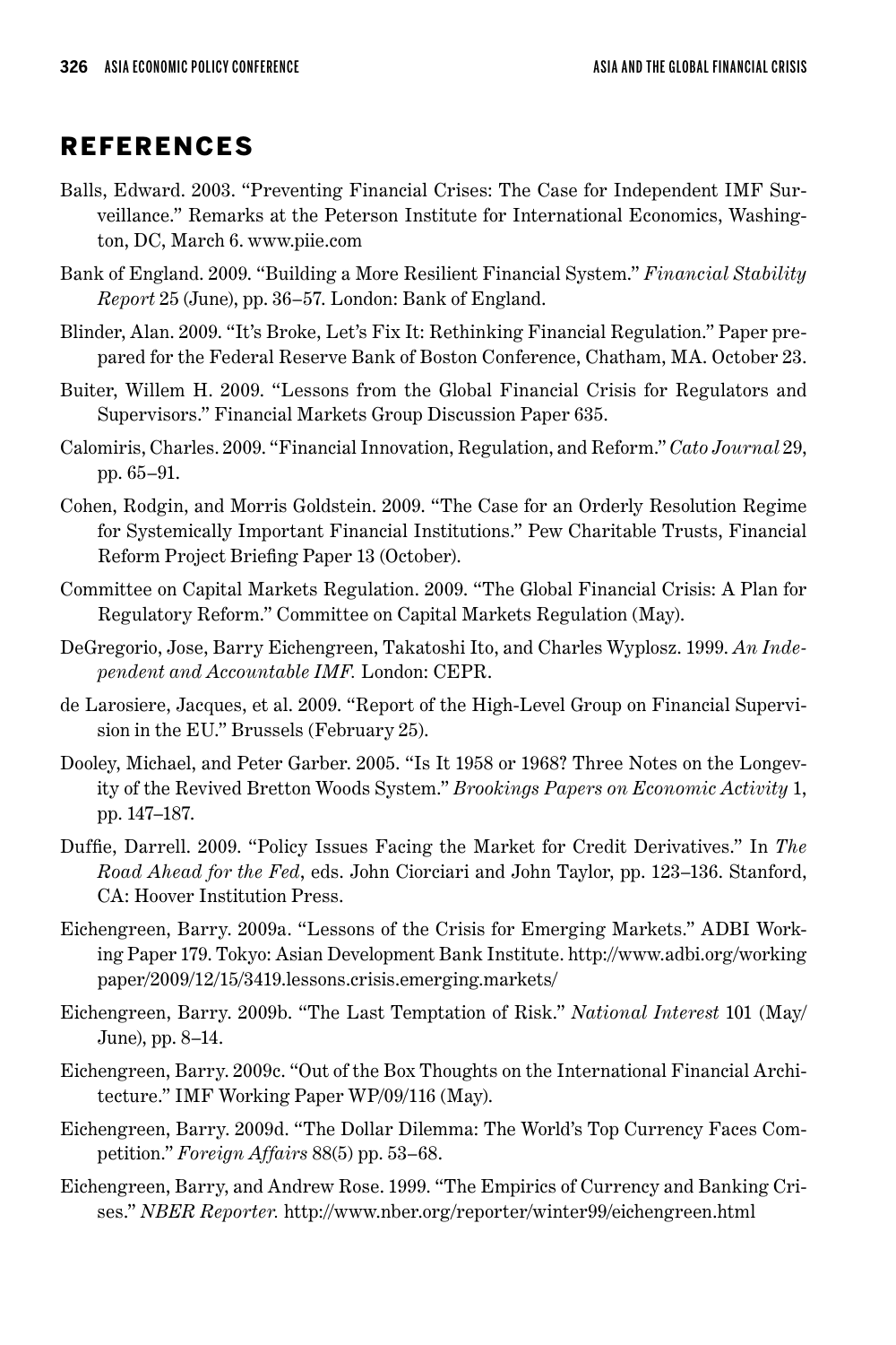## REFERENCES

Balls, Edward. 2003. "Preventing Financial Crises: The Case for Independent IMF Surveillance." Remarks at the Peterson Institute for International Economics, Washington, DC, March 6. www.piie.com

Bank of England. 2009. "Building a More Resilient Financial System." *Financial Stability Report* 25 (June), pp. 36–57. London: Bank of England.

Blinder, Alan. 2009. "It's Broke, Let's Fix It: Rethinking Financial Regulation." Paper prepared for the Federal Reserve Bank of Boston Conference, Chatham, MA. October 23.

Buiter, Willem H. 2009. "Lessons from the Global Financial Crisis for Regulators and Supervisors." Financial Markets Group Discussion Paper 635.

Calomiris, Charles. 2009. "Financial Innovation, Regulation, and Reform." *Cato Journal* 29, pp. 65–91.

Cohen, Rodgin, and Morris Goldstein. 2009. "The Case for an Orderly Resolution Regime for Systemically Important Financial Institutions." Pew Charitable Trusts, Financial Reform Project Briefing Paper 13 (October).

Committee on Capital Markets Regulation. 2009. "The Global Financial Crisis: A Plan for Regulatory Reform." Committee on Capital Markets Regulation (May).

DeGregorio, Jose, Barry Eichengreen, Takatoshi Ito, and Charles Wyplosz. 1999. *An Independent and Accountable IMF.* London: CEPR.

de Larosiere, Jacques, et al. 2009. "Report of the High-Level Group on Financial Supervision in the EU." Brussels (February 25).

Dooley, Michael, and Peter Garber. 2005. "Is It 1958 or 1968? Three Notes on the Longevity of the Revived Bretton Woods System." *Brookings Papers on Economic Activity* 1, pp. 147–187.

Duffie, Darrell. 2009. "Policy Issues Facing the Market for Credit Derivatives." In *The Road Ahead for the Fed*, eds. John Ciorciari and John Taylor, pp. 123–136. Stanford, CA: Hoover Institution Press.

Eichengreen, Barry. 2009a. "Lessons of the Crisis for Emerging Markets." ADBI Working Paper 179. Tokyo: Asian Development Bank Institute. http://www.adbi.org/working paper/2009/12/15/3419.lessons.crisis.emerging.markets/

Eichengreen, Barry. 2009b. "The Last Temptation of Risk." *National Interest* 101 (May/June), pp. 8–14.

Eichengreen, Barry. 2009c. "Out of the Box Thoughts on the International Financial Architecture." IMF Working Paper WP/09/116 (May).

Eichengreen, Barry. 2009d. "The Dollar Dilemma: The World's Top Currency Faces Competition." *Foreign Affairs* 88(5) pp. 53–68.

Eichengreen, Barry, and Andrew Rose. 1999. "The Empirics of Currency and Banking Crises." *NBER Reporter.* http://www.nber.org/reporter/winter99/eichengreen.html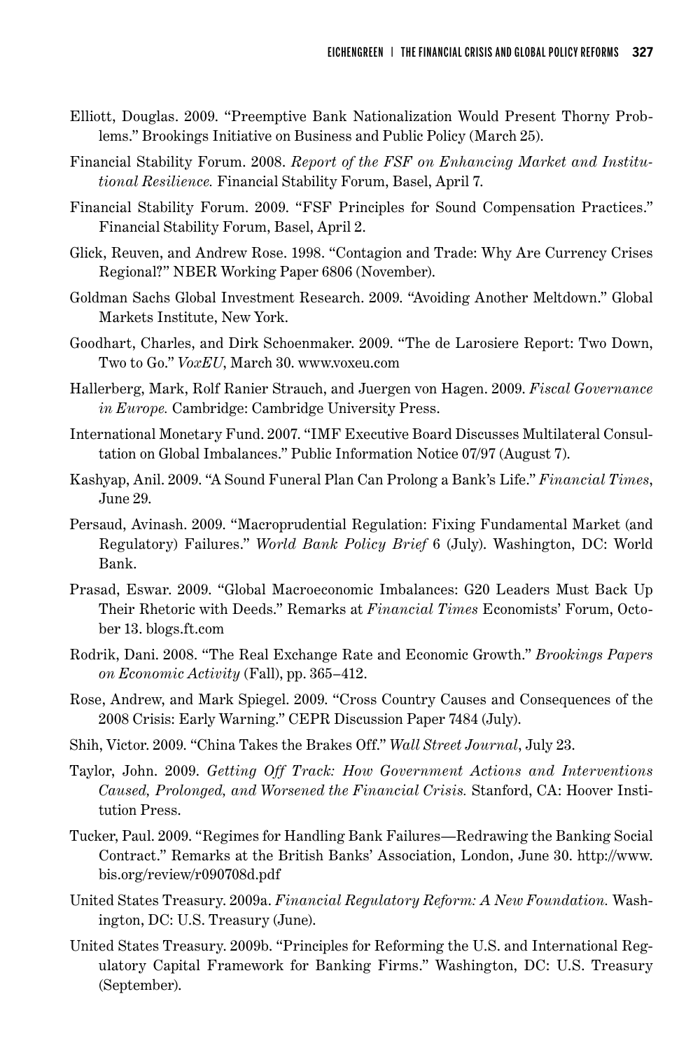Elliott, Douglas. 2009. "Preemptive Bank Nationalization Would Present Thorny Problems." Brookings Initiative on Business and Public Policy (March 25).

Financial Stability Forum. 2008. *Report of the FSF on Enhancing Market and Institutional Resilience.* Financial Stability Forum, Basel, April 7.

Financial Stability Forum. 2009. "FSF Principles for Sound Compensation Practices." Financial Stability Forum, Basel, April 2.

Glick, Reuven, and Andrew Rose. 1998. "Contagion and Trade: Why Are Currency Crises Regional?" NBER Working Paper 6806 (November).

Goldman Sachs Global Investment Research. 2009. "Avoiding Another Meltdown." Global Markets Institute, New York.

Goodhart, Charles, and Dirk Schoenmaker. 2009. "The de Larosiere Report: Two Down, Two to Go." *VoxEU*, March 30. www.voxeu.com

Hallerberg, Mark, Rolf Ranier Strauch, and Juergen von Hagen. 2009. *Fiscal Governance in Europe.* Cambridge: Cambridge University Press.

International Monetary Fund. 2007. "IMF Executive Board Discusses Multilateral Consultation on Global Imbalances." Public Information Notice 07/97 (August 7).

Kashyap, Anil. 2009. "A Sound Funeral Plan Can Prolong a Bank's Life." *Financial Times*, June 29.

Persaud, Avinash. 2009. "Macroprudential Regulation: Fixing Fundamental Market (and Regulatory) Failures." *World Bank Policy Brief* 6 (July). Washington, DC: World Bank.

Prasad, Eswar. 2009. "Global Macroeconomic Imbalances: G20 Leaders Must Back Up Their Rhetoric with Deeds." Remarks at *Financial Times* Economists' Forum, October 13. blogs.ft.com

Rodrik, Dani. 2008. "The Real Exchange Rate and Economic Growth." *Brookings Papers on Economic Activity* (Fall), pp. 365–412.

Rose, Andrew, and Mark Spiegel. 2009. "Cross Country Causes and Consequences of the 2008 Crisis: Early Warning." CEPR Discussion Paper 7484 (July).

Shih, Victor. 2009. "China Takes the Brakes Off." *Wall Street Journal*, July 23.

Taylor, John. 2009. *Getting Off Track: How Government Actions and Interventions Caused, Prolonged, and Worsened the Financial Crisis.* Stanford, CA: Hoover Institution Press.

Tucker, Paul. 2009. "Regimes for Handling Bank Failures—Redrawing the Banking Social Contract." Remarks at the British Banks' Association, London, June 30. http://www.bis.org/review/r090708d.pdf

United States Treasury. 2009a. *Financial Regulatory Reform: A New Foundation.* Washington, DC: U.S. Treasury (June).

United States Treasury. 2009b. "Principles for Reforming the U.S. and International Regulatory Capital Framework for Banking Firms." Washington, DC: U.S. Treasury (September).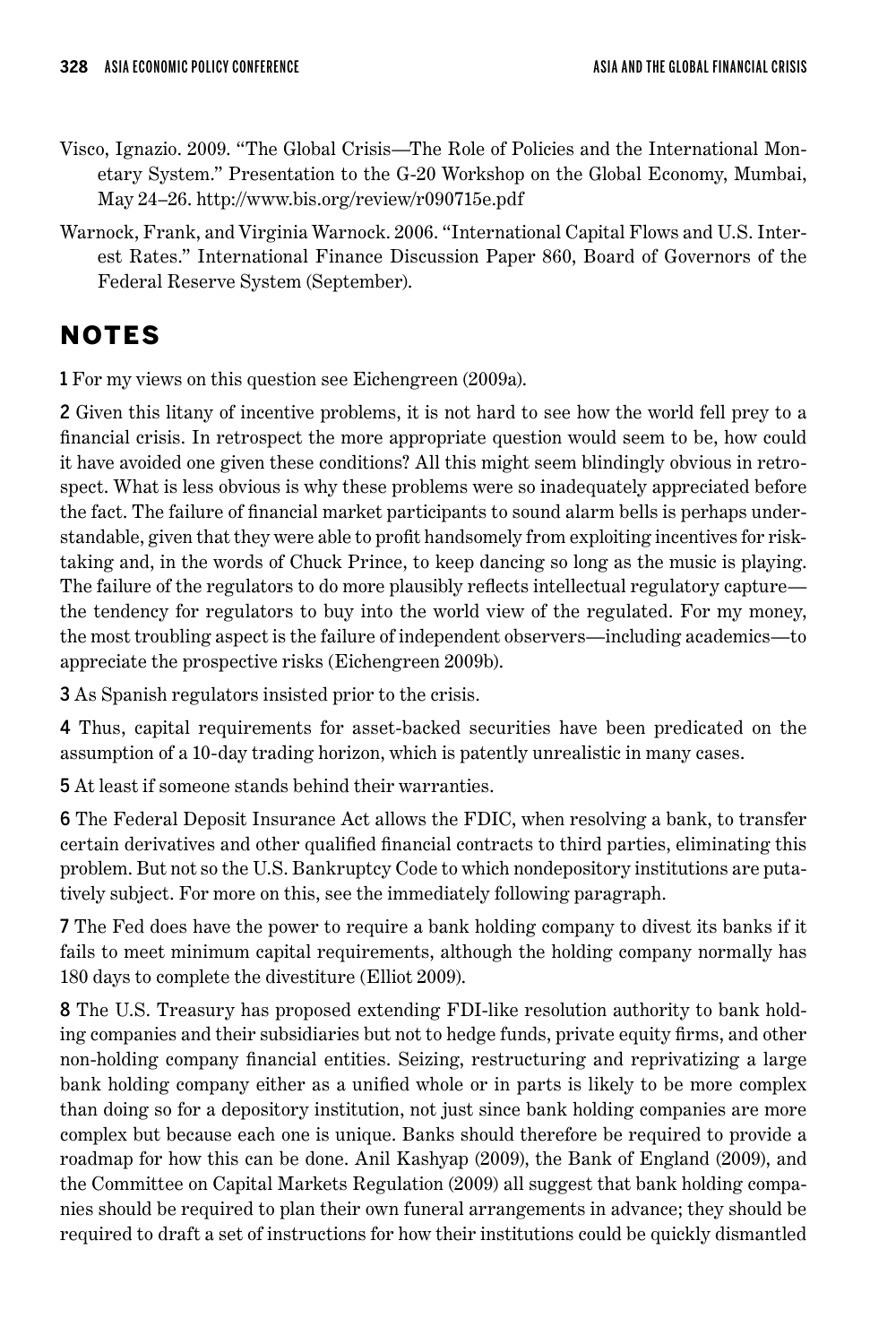Visco, Ignazio. 2009. "The Global Crisis—The Role of Policies and the International Monetary System." Presentation to the G-20 Workshop on the Global Economy, Mumbai, May 24–26. http://www.bis.org/review/r090715e.pdf

Warnock, Frank, and Virginia Warnock. 2006. "International Capital Flows and U.S. Interest Rates." International Finance Discussion Paper 860, Board of Governors of the Federal Reserve System (September).

## NOTES

**1** For my views on this question see Eichengreen (2009a).

**2** Given this litany of incentive problems, it is not hard to see how the world fell prey to a financial crisis. In retrospect the more appropriate question would seem to be, how could it have avoided one given these conditions? All this might seem blindingly obvious in retrospect. What is less obvious is why these problems were so inadequately appreciated before the fact. The failure of financial market participants to sound alarm bells is perhaps understandable, given that they were able to profit handsomely from exploiting incentives for risk-taking and, in the words of Chuck Prince, to keep dancing so long as the music is playing. The failure of the regulators to do more plausibly reflects intellectual regulatory capture—the tendency for regulators to buy into the world view of the regulated. For my money, the most troubling aspect is the failure of independent observers—including academics—to appreciate the prospective risks (Eichengreen 2009b).

**3** As Spanish regulators insisted prior to the crisis.

**4** Thus, capital requirements for asset-backed securities have been predicated on the assumption of a 10-day trading horizon, which is patently unrealistic in many cases.

**5** At least if someone stands behind their warranties.

**6** The Federal Deposit Insurance Act allows the FDIC, when resolving a bank, to transfer certain derivatives and other qualified financial contracts to third parties, eliminating this problem. But not so the U.S. Bankruptcy Code to which nondepository institutions are putatively subject. For more on this, see the immediately following paragraph.

**7** The Fed does have the power to require a bank holding company to divest its banks if it fails to meet minimum capital requirements, although the holding company normally has 180 days to complete the divestiture (Elliot 2009).

**8** The U.S. Treasury has proposed extending FDI-like resolution authority to bank holding companies and their subsidiaries but not to hedge funds, private equity firms, and other non-holding company financial entities. Seizing, restructuring and reprivatizing a large bank holding company either as a unified whole or in parts is likely to be more complex than doing so for a depository institution, not just since bank holding companies are more complex but because each one is unique. Banks should therefore be required to provide a roadmap for how this can be done. Anil Kashyap (2009), the Bank of England (2009), and the Committee on Capital Markets Regulation (2009) all suggest that bank holding companies should be required to plan their own funeral arrangements in advance; they should be required to draft a set of instructions for how their institutions could be quickly dismantled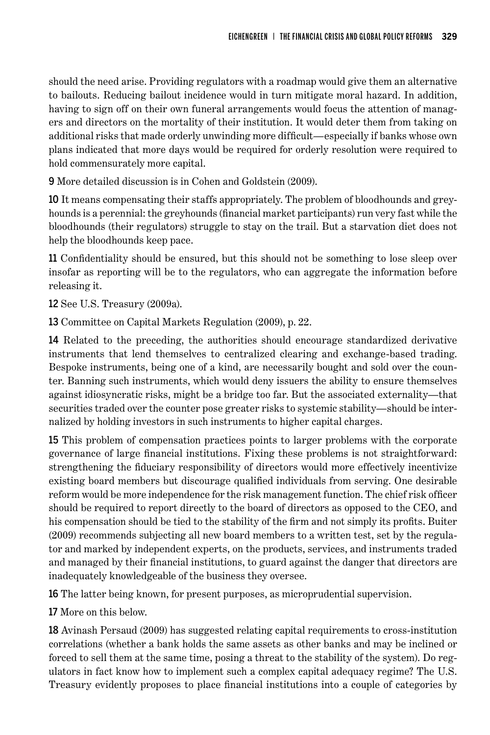should the need arise. Providing regulators with a roadmap would give them an alternative to bailouts. Reducing bailout incidence would in turn mitigate moral hazard. In addition, having to sign off on their own funeral arrangements would focus the attention of managers and directors on the mortality of their institution. It would deter them from taking on additional risks that made orderly unwinding more difficult—especially if banks whose own plans indicated that more days would be required for orderly resolution were required to hold commensurately more capital.

**9** More detailed discussion is in Cohen and Goldstein (2009).

**10** It means compensating their staffs appropriately. The problem of bloodhounds and greyhounds is a perennial: the greyhounds (financial market participants) run very fast while the bloodhounds (their regulators) struggle to stay on the trail. But a starvation diet does not help the bloodhounds keep pace.

**11** Confidentiality should be ensured, but this should not be something to lose sleep over insofar as reporting will be to the regulators, who can aggregate the information before releasing it.

**12** See U.S. Treasury (2009a).

**13** Committee on Capital Markets Regulation (2009), p. 22.

**14** Related to the preceding, the authorities should encourage standardized derivative instruments that lend themselves to centralized clearing and exchange-based trading. Bespoke instruments, being one of a kind, are necessarily bought and sold over the counter. Banning such instruments, which would deny issuers the ability to ensure themselves against idiosyncratic risks, might be a bridge too far. But the associated externality—that securities traded over the counter pose greater risks to systemic stability—should be internalized by holding investors in such instruments to higher capital charges.

**15** This problem of compensation practices points to larger problems with the corporate governance of large financial institutions. Fixing these problems is not straightforward: strengthening the fiduciary responsibility of directors would more effectively incentivize existing board members but discourage qualified individuals from serving. One desirable reform would be more independence for the risk management function. The chief risk officer should be required to report directly to the board of directors as opposed to the CEO, and his compensation should be tied to the stability of the firm and not simply its profits. Buiter (2009) recommends subjecting all new board members to a written test, set by the regulator and marked by independent experts, on the products, services, and instruments traded and managed by their financial institutions, to guard against the danger that directors are inadequately knowledgeable of the business they oversee.

**16** The latter being known, for present purposes, as microprudential supervision.

**17** More on this below.

**18** Avinash Persaud (2009) has suggested relating capital requirements to cross-institution correlations (whether a bank holds the same assets as other banks and may be inclined or forced to sell them at the same time, posing a threat to the stability of the system). Do regulators in fact know how to implement such a complex capital adequacy regime? The U.S. Treasury evidently proposes to place financial institutions into a couple of categories by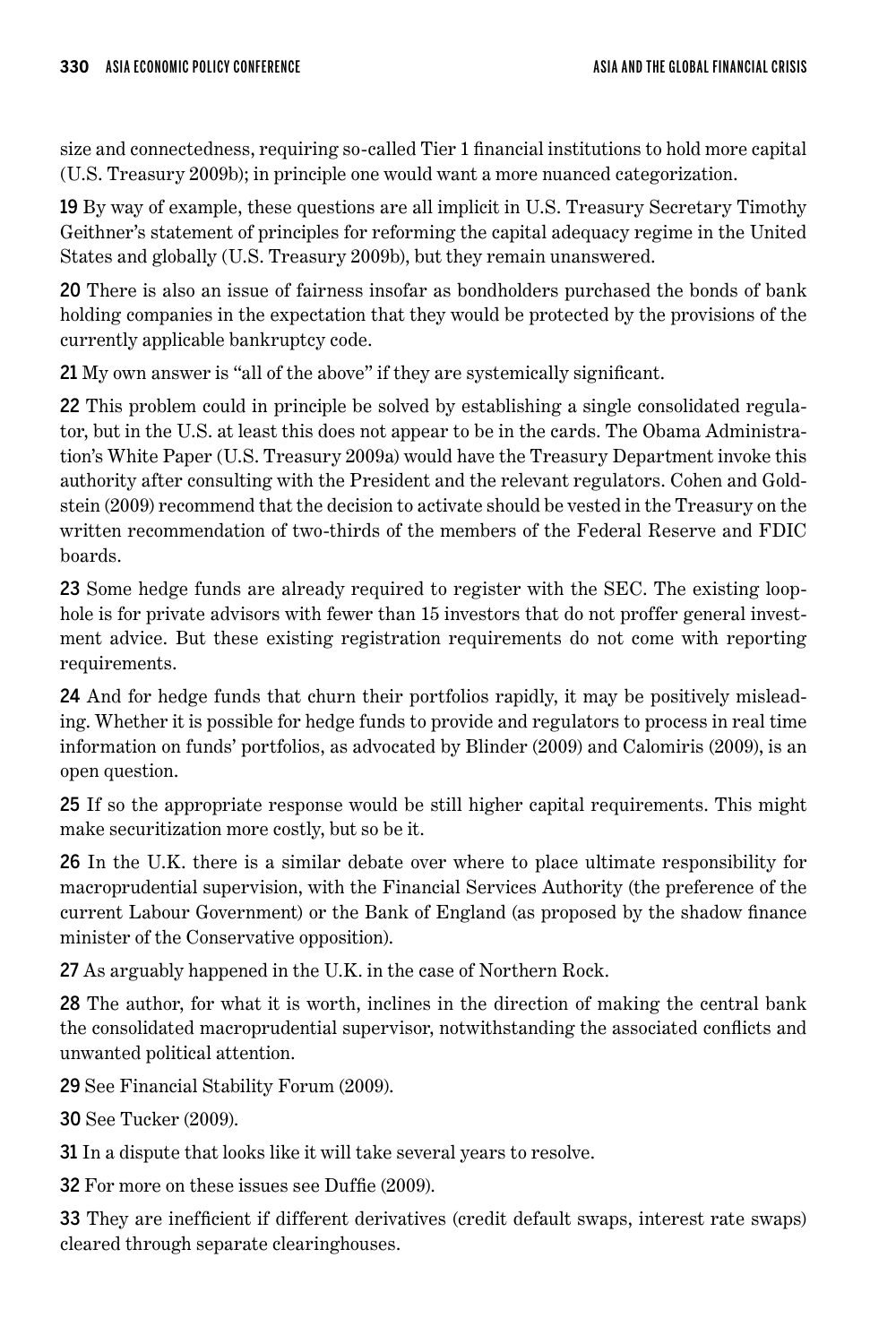size and connectedness, requiring so-called Tier 1 financial institutions to hold more capital (U.S. Treasury 2009b); in principle one would want a more nuanced categorization.

**19** By way of example, these questions are all implicit in U.S. Treasury Secretary Timothy Geithner's statement of principles for reforming the capital adequacy regime in the United States and globally (U.S. Treasury 2009b), but they remain unanswered.

**20** There is also an issue of fairness insofar as bondholders purchased the bonds of bank holding companies in the expectation that they would be protected by the provisions of the currently applicable bankruptcy code.

**21** My own answer is "all of the above" if they are systemically significant.

**22** This problem could in principle be solved by establishing a single consolidated regulator, but in the U.S. at least this does not appear to be in the cards. The Obama Administration's White Paper (U.S. Treasury 2009a) would have the Treasury Department invoke this authority after consulting with the President and the relevant regulators. Cohen and Goldstein (2009) recommend that the decision to activate should be vested in the Treasury on the written recommendation of two-thirds of the members of the Federal Reserve and FDIC boards.

**23** Some hedge funds are already required to register with the SEC. The existing loophole is for private advisors with fewer than 15 investors that do not proffer general investment advice. But these existing registration requirements do not come with reporting requirements.

**24** And for hedge funds that churn their portfolios rapidly, it may be positively misleading. Whether it is possible for hedge funds to provide and regulators to process in real time information on funds' portfolios, as advocated by Blinder (2009) and Calomiris (2009), is an open question.

**25** If so the appropriate response would be still higher capital requirements. This might make securitization more costly, but so be it.

**26** In the U.K. there is a similar debate over where to place ultimate responsibility for macroprudential supervision, with the Financial Services Authority (the preference of the current Labour Government) or the Bank of England (as proposed by the shadow finance minister of the Conservative opposition).

**27** As arguably happened in the U.K. in the case of Northern Rock.

**28** The author, for what it is worth, inclines in the direction of making the central bank the consolidated macroprudential supervisor, notwithstanding the associated conflicts and unwanted political attention.

**29** See Financial Stability Forum (2009).

**30** See Tucker (2009).

**31** In a dispute that looks like it will take several years to resolve.

**32** For more on these issues see Duffie (2009).

**33** They are inefficient if different derivatives (credit default swaps, interest rate swaps) cleared through separate clearinghouses.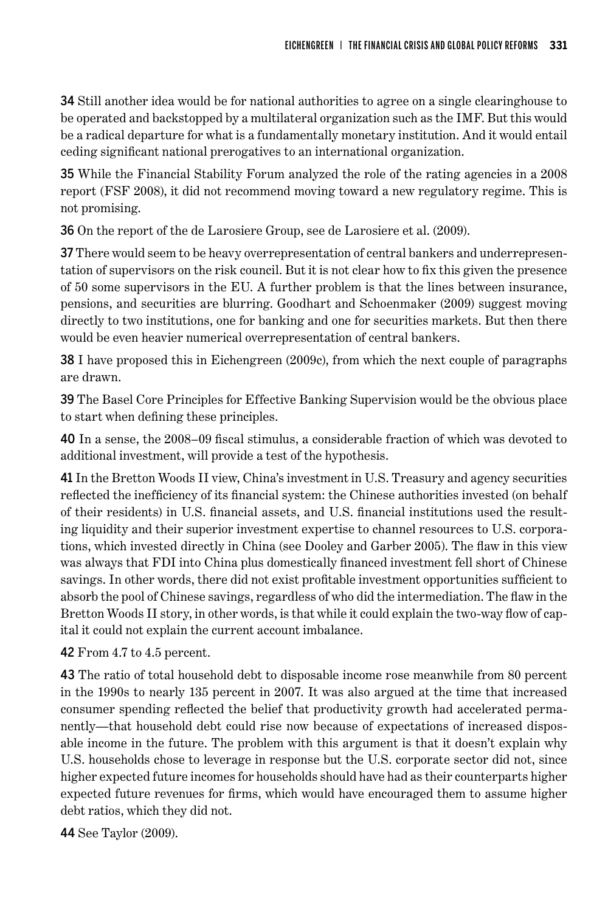**34** Still another idea would be for national authorities to agree on a single clearinghouse to be operated and backstopped by a multilateral organization such as the IMF. But this would be a radical departure for what is a fundamentally monetary institution. And it would entail ceding significant national prerogatives to an international organization.

**35** While the Financial Stability Forum analyzed the role of the rating agencies in a 2008 report (FSF 2008), it did not recommend moving toward a new regulatory regime. This is not promising.

**36** On the report of the de Larosiere Group, see de Larosiere et al. (2009).

**37** There would seem to be heavy overrepresentation of central bankers and underrepresentation of supervisors on the risk council. But it is not clear how to fix this given the presence of 50 some supervisors in the EU. A further problem is that the lines between insurance, pensions, and securities are blurring. Goodhart and Schoenmaker (2009) suggest moving directly to two institutions, one for banking and one for securities markets. But then there would be even heavier numerical overrepresentation of central bankers.

**38** I have proposed this in Eichengreen (2009c), from which the next couple of paragraphs are drawn.

**39** The Basel Core Principles for Effective Banking Supervision would be the obvious place to start when defining these principles.

**40** In a sense, the 2008–09 fiscal stimulus, a considerable fraction of which was devoted to additional investment, will provide a test of the hypothesis.

**41** In the Bretton Woods II view, China's investment in U.S. Treasury and agency securities reflected the inefficiency of its financial system: the Chinese authorities invested (on behalf of their residents) in U.S. financial assets, and U.S. financial institutions used the resulting liquidity and their superior investment expertise to channel resources to U.S. corporations, which invested directly in China (see Dooley and Garber 2005). The flaw in this view was always that FDI into China plus domestically financed investment fell short of Chinese savings. In other words, there did not exist profitable investment opportunities sufficient to absorb the pool of Chinese savings, regardless of who did the intermediation. The flaw in the Bretton Woods II story, in other words, is that while it could explain the two-way flow of capital it could not explain the current account imbalance.

**42** From 4.7 to 4.5 percent.

**43** The ratio of total household debt to disposable income rose meanwhile from 80 percent in the 1990s to nearly 135 percent in 2007. It was also argued at the time that increased consumer spending reflected the belief that productivity growth had accelerated permanently—that household debt could rise now because of expectations of increased disposable income in the future. The problem with this argument is that it doesn't explain why U.S. households chose to leverage in response but the U.S. corporate sector did not, since higher expected future incomes for households should have had as their counterparts higher expected future revenues for firms, which would have encouraged them to assume higher debt ratios, which they did not.

**44** See Taylor (2009).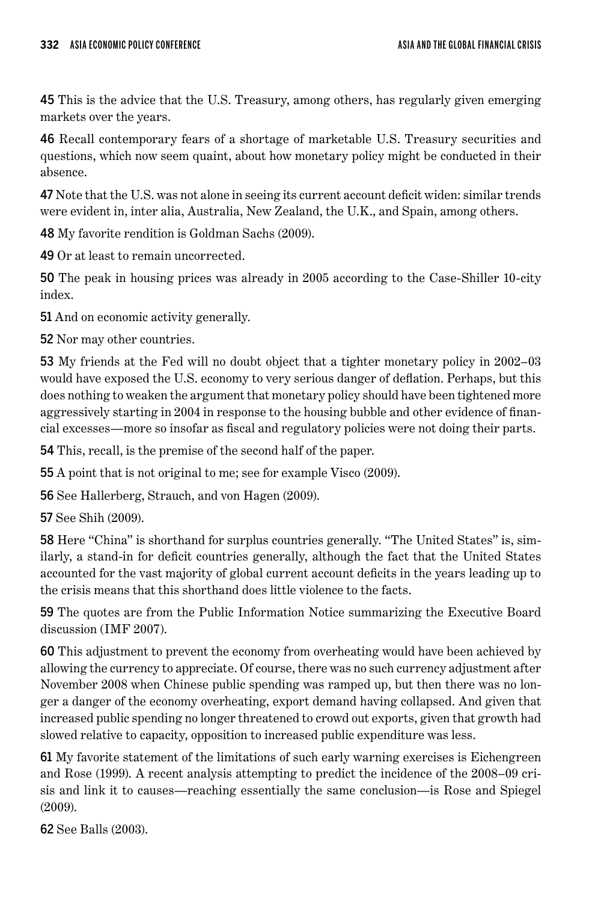45 This is the advice that the U.S. Treasury, among others, has regularly given emerging markets over the years.

46 Recall contemporary fears of a shortage of marketable U.S. Treasury securities and questions, which now seem quaint, about how monetary policy might be conducted in their absence.

47 Note that the U.S. was not alone in seeing its current account deficit widen: similar trends were evident in, inter alia, Australia, New Zealand, the U.K., and Spain, among others.

48 My favorite rendition is Goldman Sachs (2009).

49 Or at least to remain uncorrected.

50 The peak in housing prices was already in 2005 according to the Case-Shiller 10-city index.

51 And on economic activity generally.

52 Nor may other countries.

53 My friends at the Fed will no doubt object that a tighter monetary policy in 2002–03 would have exposed the U.S. economy to very serious danger of deflation. Perhaps, but this does nothing to weaken the argument that monetary policy should have been tightened more aggressively starting in 2004 in response to the housing bubble and other evidence of financial excesses—more so insofar as fiscal and regulatory policies were not doing their parts.

54 This, recall, is the premise of the second half of the paper.

55 A point that is not original to me; see for example Visco (2009).

56 See Hallerberg, Strauch, and von Hagen (2009).

57 See Shih (2009).

58 Here "China" is shorthand for surplus countries generally. "The United States" is, similarly, a stand-in for deficit countries generally, although the fact that the United States accounted for the vast majority of global current account deficits in the years leading up to the crisis means that this shorthand does little violence to the facts.

59 The quotes are from the Public Information Notice summarizing the Executive Board discussion (IMF 2007).

60 This adjustment to prevent the economy from overheating would have been achieved by allowing the currency to appreciate. Of course, there was no such currency adjustment after November 2008 when Chinese public spending was ramped up, but then there was no longer a danger of the economy overheating, export demand having collapsed. And given that increased public spending no longer threatened to crowd out exports, given that growth had slowed relative to capacity, opposition to increased public expenditure was less.

61 My favorite statement of the limitations of such early warning exercises is Eichengreen and Rose (1999). A recent analysis attempting to predict the incidence of the 2008–09 crisis and link it to causes—reaching essentially the same conclusion—is Rose and Spiegel (2009).

62 See Balls (2003).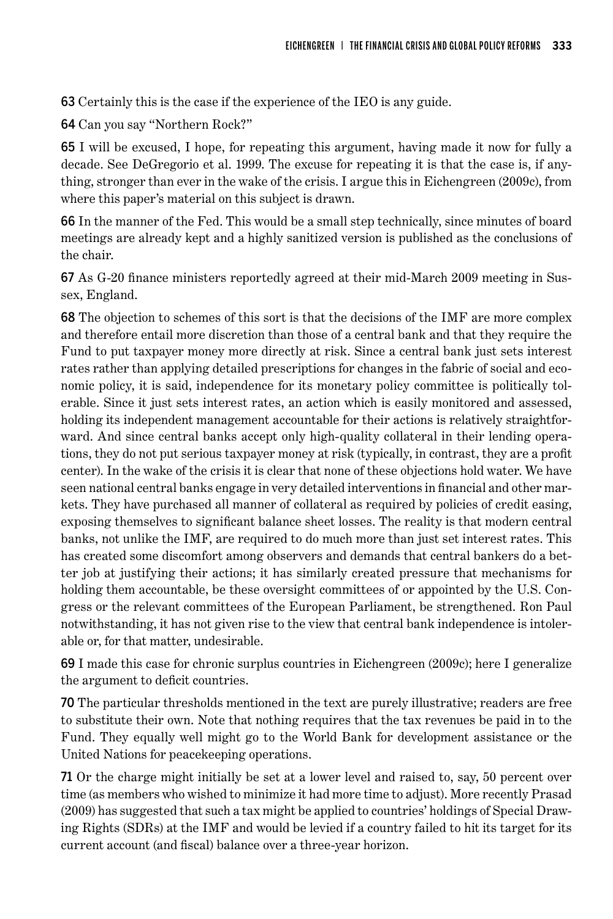**63** Certainly this is the case if the experience of the IEO is any guide.

**64** Can you say "Northern Rock?"

**65** I will be excused, I hope, for repeating this argument, having made it now for fully a decade. See DeGregorio et al. 1999. The excuse for repeating it is that the case is, if anything, stronger than ever in the wake of the crisis. I argue this in Eichengreen (2009c), from where this paper's material on this subject is drawn.

**66** In the manner of the Fed. This would be a small step technically, since minutes of board meetings are already kept and a highly sanitized version is published as the conclusions of the chair.

**67** As G-20 finance ministers reportedly agreed at their mid-March 2009 meeting in Sussex, England.

**68** The objection to schemes of this sort is that the decisions of the IMF are more complex and therefore entail more discretion than those of a central bank and that they require the Fund to put taxpayer money more directly at risk. Since a central bank just sets interest rates rather than applying detailed prescriptions for changes in the fabric of social and economic policy, it is said, independence for its monetary policy committee is politically tolerable. Since it just sets interest rates, an action which is easily monitored and assessed, holding its independent management accountable for their actions is relatively straightforward. And since central banks accept only high-quality collateral in their lending operations, they do not put serious taxpayer money at risk (typically, in contrast, they are a profit center). In the wake of the crisis it is clear that none of these objections hold water. We have seen national central banks engage in very detailed interventions in financial and other markets. They have purchased all manner of collateral as required by policies of credit easing, exposing themselves to significant balance sheet losses. The reality is that modern central banks, not unlike the IMF, are required to do much more than just set interest rates. This has created some discomfort among observers and demands that central bankers do a better job at justifying their actions; it has similarly created pressure that mechanisms for holding them accountable, be these oversight committees of or appointed by the U.S. Congress or the relevant committees of the European Parliament, be strengthened. Ron Paul notwithstanding, it has not given rise to the view that central bank independence is intolerable or, for that matter, undesirable.

**69** I made this case for chronic surplus countries in Eichengreen (2009c); here I generalize the argument to deficit countries.

**70** The particular thresholds mentioned in the text are purely illustrative; readers are free to substitute their own. Note that nothing requires that the tax revenues be paid in to the Fund. They equally well might go to the World Bank for development assistance or the United Nations for peacekeeping operations.

**71** Or the charge might initially be set at a lower level and raised to, say, 50 percent over time (as members who wished to minimize it had more time to adjust). More recently Prasad (2009) has suggested that such a tax might be applied to countries' holdings of Special Drawing Rights (SDRs) at the IMF and would be levied if a country failed to hit its target for its current account (and fiscal) balance over a three-year horizon.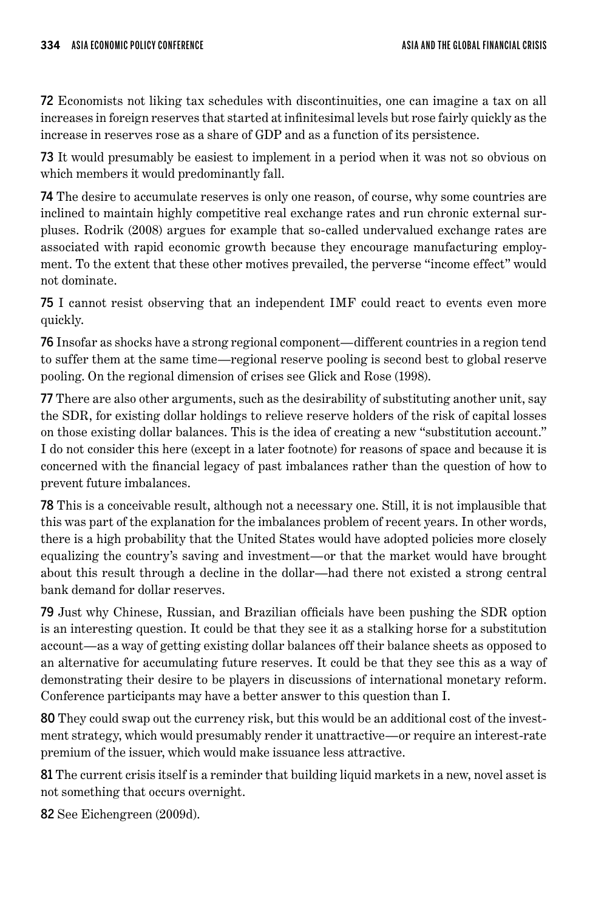**72** Economists not liking tax schedules with discontinuities, one can imagine a tax on all increases in foreign reserves that started at infinitesimal levels but rose fairly quickly as the increase in reserves rose as a share of GDP and as a function of its persistence.

**73** It would presumably be easiest to implement in a period when it was not so obvious on which members it would predominantly fall.

**74** The desire to accumulate reserves is only one reason, of course, why some countries are inclined to maintain highly competitive real exchange rates and run chronic external surpluses. Rodrik (2008) argues for example that so-called undervalued exchange rates are associated with rapid economic growth because they encourage manufacturing employment. To the extent that these other motives prevailed, the perverse "income effect" would not dominate.

**75** I cannot resist observing that an independent IMF could react to events even more quickly.

**76** Insofar as shocks have a strong regional component—different countries in a region tend to suffer them at the same time—regional reserve pooling is second best to global reserve pooling. On the regional dimension of crises see Glick and Rose (1998).

**77** There are also other arguments, such as the desirability of substituting another unit, say the SDR, for existing dollar holdings to relieve reserve holders of the risk of capital losses on those existing dollar balances. This is the idea of creating a new "substitution account." I do not consider this here (except in a later footnote) for reasons of space and because it is concerned with the financial legacy of past imbalances rather than the question of how to prevent future imbalances.

**78** This is a conceivable result, although not a necessary one. Still, it is not implausible that this was part of the explanation for the imbalances problem of recent years. In other words, there is a high probability that the United States would have adopted policies more closely equalizing the country's saving and investment—or that the market would have brought about this result through a decline in the dollar—had there not existed a strong central bank demand for dollar reserves.

**79** Just why Chinese, Russian, and Brazilian officials have been pushing the SDR option is an interesting question. It could be that they see it as a stalking horse for a substitution account—as a way of getting existing dollar balances off their balance sheets as opposed to an alternative for accumulating future reserves. It could be that they see this as a way of demonstrating their desire to be players in discussions of international monetary reform. Conference participants may have a better answer to this question than I.

**80** They could swap out the currency risk, but this would be an additional cost of the investment strategy, which would presumably render it unattractive—or require an interest-rate premium of the issuer, which would make issuance less attractive.

**81** The current crisis itself is a reminder that building liquid markets in a new, novel asset is not something that occurs overnight.

**82** See Eichengreen (2009d).